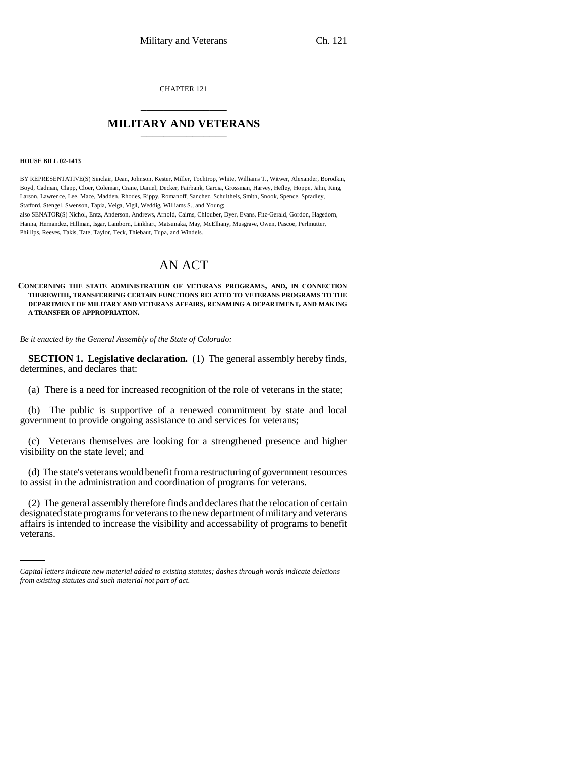CHAPTER 121

# MILITARY AND VETERANS

**HOUSE BILL 02-1413**

BY REPRESENTATIVE(S) Sinclair, Dean, Johnson, Kester, Miller, Tochtrop, White, Williams T., Witwer, Alexander, Borodkin, Boyd, Cadman, Clapp, Cloer, Coleman, Crane, Daniel, Decker, Fairbank, Garcia, Grossman, Harvey, Hefley, Hoppe, Jahn, King, Larson, Lawrence, Lee, Mace, Madden, Rhodes, Rippy, Romanoff, Sanchez, Schultheis, Smith, Snook, Spence, Spradley, Stafford, Stengel, Swenson, Tapia, Veiga, Vigil, Weddig, Williams S., and Young;
also SENATOR(S) Nichol, Entz, Anderson, Andrews, Arnold, Cairns, Chlouber, Dyer, Evans, Fitz-Gerald, Gordon, Hagedorn, Hanna, Hernandez, Hillman, Isgar, Lamborn, Linkhart, Matsunaka, May, McElhany, Musgrave, Owen, Pascoe, Perlmutter, Phillips, Reeves, Takis, Tate, Taylor, Teck, Thiebaut, Tupa, and Windels.

# AN ACT

**CONCERNING THE STATE ADMINISTRATION OF VETERANS PROGRAMS, AND, IN CONNECTION THEREWITH, TRANSFERRING CERTAIN FUNCTIONS RELATED TO VETERANS PROGRAMS TO THE DEPARTMENT OF MILITARY AND VETERANS AFFAIRS, RENAMING A DEPARTMENT, AND MAKING A TRANSFER OF APPROPRIATION.**

*Be it enacted by the General Assembly of the State of Colorado:*

**SECTION 1. Legislative declaration.** (1) The general assembly hereby finds, determines, and declares that:

(a) There is a need for increased recognition of the role of veterans in the state;

(b) The public is supportive of a renewed commitment by state and local government to provide ongoing assistance to and services for veterans;

(c) Veterans themselves are looking for a strengthened presence and higher visibility on the state level; and

(d) The state's veterans would benefit from a restructuring of government resources to assist in the administration and coordination of programs for veterans.

(2) The general assembly therefore finds and declares that the relocation of certain designated state programs for veterans to the new department of military and veterans affairs is intended to increase the visibility and accessability of programs to benefit veterans.

*Capital letters indicate new material added to existing statutes; dashes through words indicate deletions from existing statutes and such material not part of act.*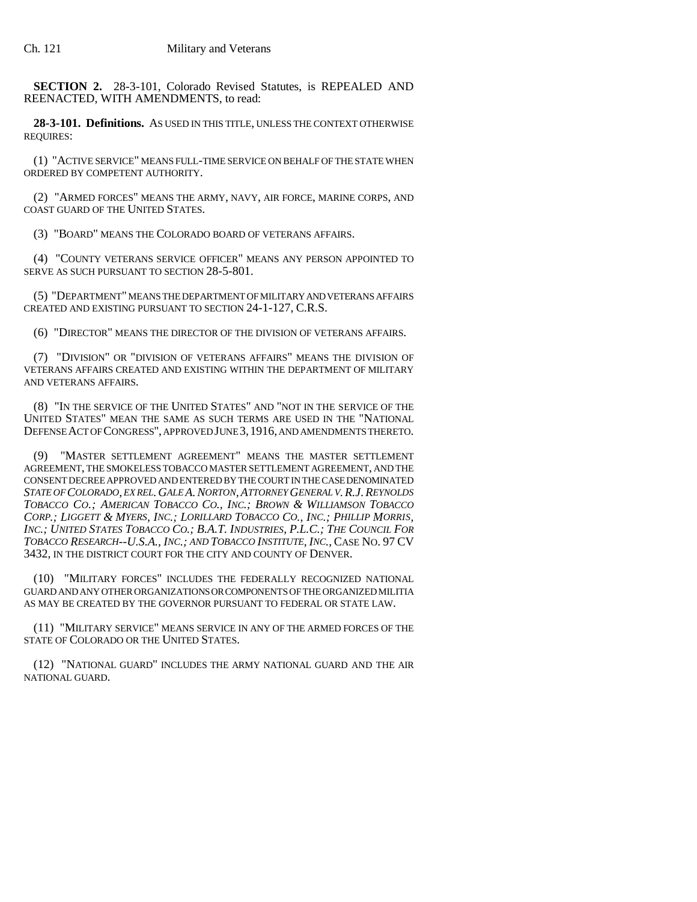**SECTION 2.** 28-3-101, Colorado Revised Statutes, is REPEALED AND REENACTED, WITH AMENDMENTS, to read:

**28-3-101. Definitions.** AS USED IN THIS TITLE, UNLESS THE CONTEXT OTHERWISE REQUIRES:

(1) "ACTIVE SERVICE" MEANS FULL-TIME SERVICE ON BEHALF OF THE STATE WHEN ORDERED BY COMPETENT AUTHORITY.

(2) "ARMED FORCES" MEANS THE ARMY, NAVY, AIR FORCE, MARINE CORPS, AND COAST GUARD OF THE UNITED STATES.

(3) "BOARD" MEANS THE COLORADO BOARD OF VETERANS AFFAIRS.

(4) "COUNTY VETERANS SERVICE OFFICER" MEANS ANY PERSON APPOINTED TO SERVE AS SUCH PURSUANT TO SECTION 28-5-801.

(5) "DEPARTMENT" MEANS THE DEPARTMENT OF MILITARY AND VETERANS AFFAIRS CREATED AND EXISTING PURSUANT TO SECTION 24-1-127, C.R.S.

(6) "DIRECTOR" MEANS THE DIRECTOR OF THE DIVISION OF VETERANS AFFAIRS.

(7) "DIVISION" OR "DIVISION OF VETERANS AFFAIRS" MEANS THE DIVISION OF VETERANS AFFAIRS CREATED AND EXISTING WITHIN THE DEPARTMENT OF MILITARY AND VETERANS AFFAIRS.

(8) "IN THE SERVICE OF THE UNITED STATES" AND "NOT IN THE SERVICE OF THE UNITED STATES" MEAN THE SAME AS SUCH TERMS ARE USED IN THE "NATIONAL DEFENSE ACT OF CONGRESS", APPROVED JUNE 3, 1916, AND AMENDMENTS THERETO.

(9) "MASTER SETTLEMENT AGREEMENT" MEANS THE MASTER SETTLEMENT AGREEMENT, THE SMOKELESS TOBACCO MASTER SETTLEMENT AGREEMENT, AND THE CONSENT DECREE APPROVED AND ENTERED BY THE COURT IN THE CASE DENOMINATED *STATE OF COLORADO, EX REL. GALE A. NORTON, ATTORNEY GENERAL V. R.J. REYNOLDS TOBACCO CO.; AMERICAN TOBACCO CO., INC.; BROWN & WILLIAMSON TOBACCO CORP.; LIGGETT & MYERS, INC.; LORILLARD TOBACCO CO., INC.; PHILLIP MORRIS, INC.; UNITED STATES TOBACCO CO.; B.A.T. INDUSTRIES, P.L.C.; THE COUNCIL FOR TOBACCO RESEARCH--U.S.A., INC.; AND TOBACCO INSTITUTE, INC.*, CASE NO. 97 CV 3432, IN THE DISTRICT COURT FOR THE CITY AND COUNTY OF DENVER.

(10) "MILITARY FORCES" INCLUDES THE FEDERALLY RECOGNIZED NATIONAL GUARD AND ANY OTHER ORGANIZATIONS OR COMPONENTS OF THE ORGANIZED MILITIA AS MAY BE CREATED BY THE GOVERNOR PURSUANT TO FEDERAL OR STATE LAW.

(11) "MILITARY SERVICE" MEANS SERVICE IN ANY OF THE ARMED FORCES OF THE STATE OF COLORADO OR THE UNITED STATES.

(12) "NATIONAL GUARD" INCLUDES THE ARMY NATIONAL GUARD AND THE AIR NATIONAL GUARD.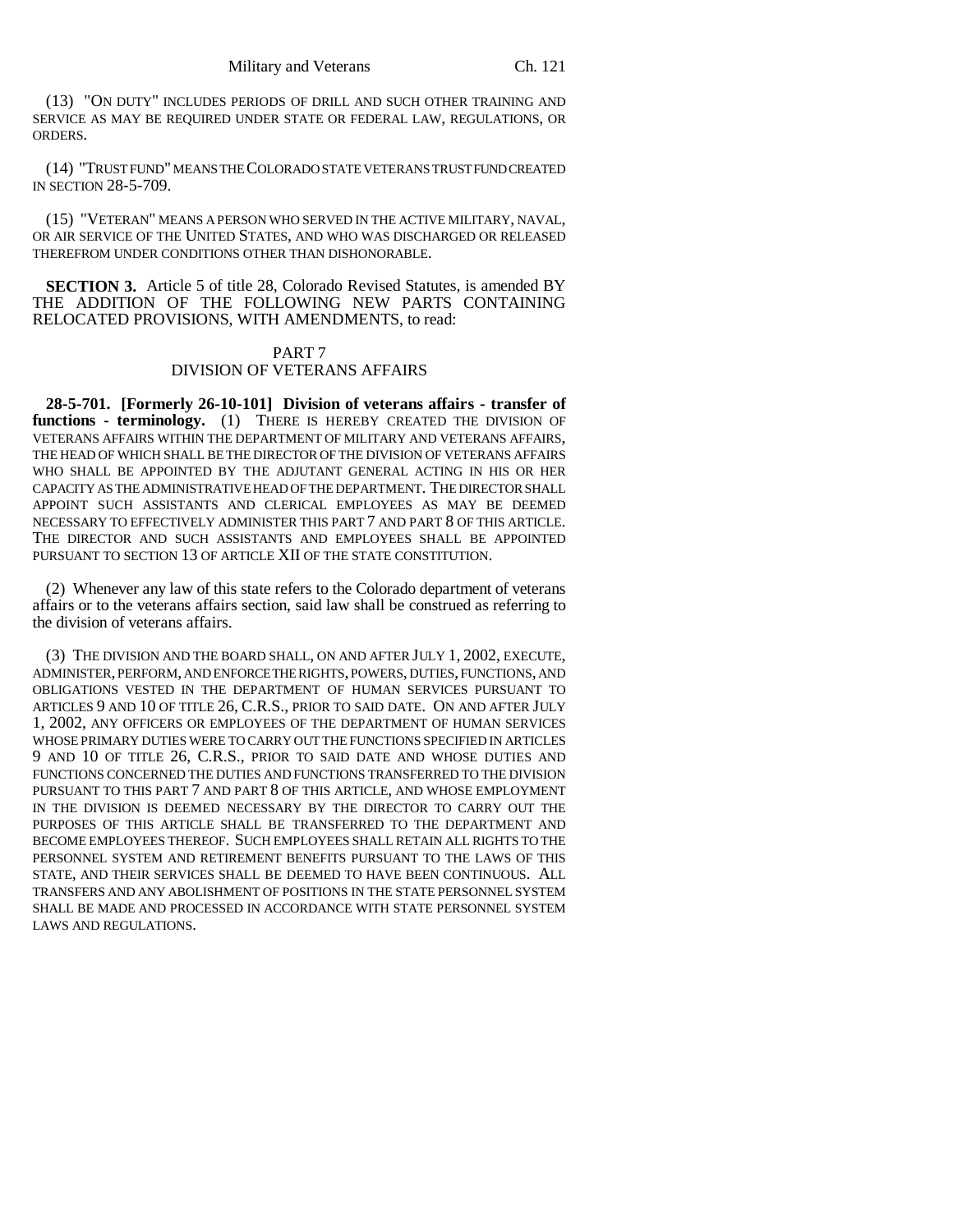(13) "ON DUTY" INCLUDES PERIODS OF DRILL AND SUCH OTHER TRAINING AND SERVICE AS MAY BE REQUIRED UNDER STATE OR FEDERAL LAW, REGULATIONS, OR ORDERS.

(14) "TRUST FUND" MEANS THE COLORADO STATE VETERANS TRUST FUND CREATED IN SECTION 28-5-709.

(15) "VETERAN" MEANS A PERSON WHO SERVED IN THE ACTIVE MILITARY, NAVAL, OR AIR SERVICE OF THE UNITED STATES, AND WHO WAS DISCHARGED OR RELEASED THEREFROM UNDER CONDITIONS OTHER THAN DISHONORABLE.

**SECTION 3.** Article 5 of title 28, Colorado Revised Statutes, is amended BY THE ADDITION OF THE FOLLOWING NEW PARTS CONTAINING RELOCATED PROVISIONS, WITH AMENDMENTS, to read:

PART 7
DIVISION OF VETERANS AFFAIRS

**28-5-701. [Formerly 26-10-101] Division of veterans affairs - transfer of functions - terminology.** (1) THERE IS HEREBY CREATED THE DIVISION OF VETERANS AFFAIRS WITHIN THE DEPARTMENT OF MILITARY AND VETERANS AFFAIRS, THE HEAD OF WHICH SHALL BE THE DIRECTOR OF THE DIVISION OF VETERANS AFFAIRS WHO SHALL BE APPOINTED BY THE ADJUTANT GENERAL ACTING IN HIS OR HER CAPACITY AS THE ADMINISTRATIVE HEAD OF THE DEPARTMENT. THE DIRECTOR SHALL APPOINT SUCH ASSISTANTS AND CLERICAL EMPLOYEES AS MAY BE DEEMED NECESSARY TO EFFECTIVELY ADMINISTER THIS PART 7 AND PART 8 OF THIS ARTICLE. THE DIRECTOR AND SUCH ASSISTANTS AND EMPLOYEES SHALL BE APPOINTED PURSUANT TO SECTION 13 OF ARTICLE XII OF THE STATE CONSTITUTION.

(2) Whenever any law of this state refers to the Colorado department of veterans affairs or to the veterans affairs section, said law shall be construed as referring to the division of veterans affairs.

(3) THE DIVISION AND THE BOARD SHALL, ON AND AFTER JULY 1, 2002, EXECUTE, ADMINISTER, PERFORM, AND ENFORCE THE RIGHTS, POWERS, DUTIES, FUNCTIONS, AND OBLIGATIONS VESTED IN THE DEPARTMENT OF HUMAN SERVICES PURSUANT TO ARTICLES 9 AND 10 OF TITLE 26, C.R.S., PRIOR TO SAID DATE. ON AND AFTER JULY 1, 2002, ANY OFFICERS OR EMPLOYEES OF THE DEPARTMENT OF HUMAN SERVICES WHOSE PRIMARY DUTIES WERE TO CARRY OUT THE FUNCTIONS SPECIFIED IN ARTICLES 9 AND 10 OF TITLE 26, C.R.S., PRIOR TO SAID DATE AND WHOSE DUTIES AND FUNCTIONS CONCERNED THE DUTIES AND FUNCTIONS TRANSFERRED TO THE DIVISION PURSUANT TO THIS PART 7 AND PART 8 OF THIS ARTICLE, AND WHOSE EMPLOYMENT IN THE DIVISION IS DEEMED NECESSARY BY THE DIRECTOR TO CARRY OUT THE PURPOSES OF THIS ARTICLE SHALL BE TRANSFERRED TO THE DEPARTMENT AND BECOME EMPLOYEES THEREOF. SUCH EMPLOYEES SHALL RETAIN ALL RIGHTS TO THE PERSONNEL SYSTEM AND RETIREMENT BENEFITS PURSUANT TO THE LAWS OF THIS STATE, AND THEIR SERVICES SHALL BE DEEMED TO HAVE BEEN CONTINUOUS. ALL TRANSFERS AND ANY ABOLISHMENT OF POSITIONS IN THE STATE PERSONNEL SYSTEM SHALL BE MADE AND PROCESSED IN ACCORDANCE WITH STATE PERSONNEL SYSTEM LAWS AND REGULATIONS.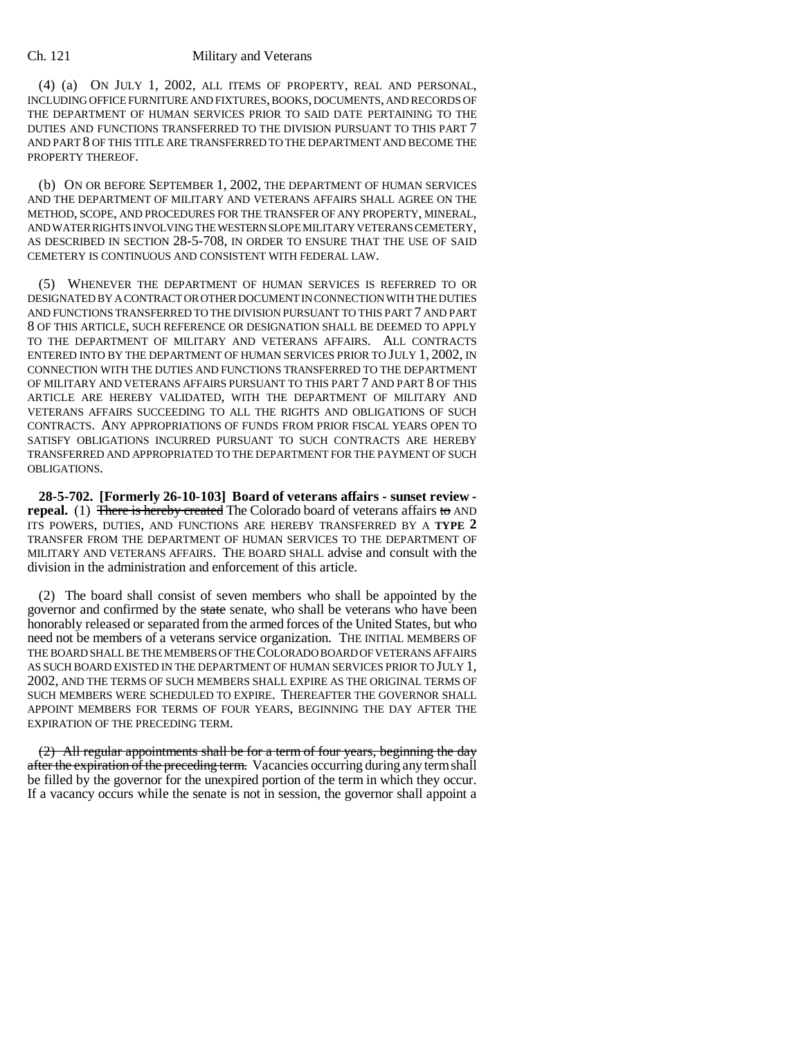(4) (a) ON JULY 1, 2002, ALL ITEMS OF PROPERTY, REAL AND PERSONAL, INCLUDING OFFICE FURNITURE AND FIXTURES, BOOKS, DOCUMENTS, AND RECORDS OF THE DEPARTMENT OF HUMAN SERVICES PRIOR TO SAID DATE PERTAINING TO THE DUTIES AND FUNCTIONS TRANSFERRED TO THE DIVISION PURSUANT TO THIS PART 7 AND PART 8 OF THIS TITLE ARE TRANSFERRED TO THE DEPARTMENT AND BECOME THE PROPERTY THEREOF.

(b) ON OR BEFORE SEPTEMBER 1, 2002, THE DEPARTMENT OF HUMAN SERVICES AND THE DEPARTMENT OF MILITARY AND VETERANS AFFAIRS SHALL AGREE ON THE METHOD, SCOPE, AND PROCEDURES FOR THE TRANSFER OF ANY PROPERTY, MINERAL, AND WATER RIGHTS INVOLVING THE WESTERN SLOPE MILITARY VETERANS CEMETERY, AS DESCRIBED IN SECTION 28-5-708, IN ORDER TO ENSURE THAT THE USE OF SAID CEMETERY IS CONTINUOUS AND CONSISTENT WITH FEDERAL LAW.

(5) WHENEVER THE DEPARTMENT OF HUMAN SERVICES IS REFERRED TO OR DESIGNATED BY A CONTRACT OR OTHER DOCUMENT IN CONNECTION WITH THE DUTIES AND FUNCTIONS TRANSFERRED TO THE DIVISION PURSUANT TO THIS PART 7 AND PART 8 OF THIS ARTICLE, SUCH REFERENCE OR DESIGNATION SHALL BE DEEMED TO APPLY TO THE DEPARTMENT OF MILITARY AND VETERANS AFFAIRS. ALL CONTRACTS ENTERED INTO BY THE DEPARTMENT OF HUMAN SERVICES PRIOR TO JULY 1, 2002, IN CONNECTION WITH THE DUTIES AND FUNCTIONS TRANSFERRED TO THE DEPARTMENT OF MILITARY AND VETERANS AFFAIRS PURSUANT TO THIS PART 7 AND PART 8 OF THIS ARTICLE ARE HEREBY VALIDATED, WITH THE DEPARTMENT OF MILITARY AND VETERANS AFFAIRS SUCCEEDING TO ALL THE RIGHTS AND OBLIGATIONS OF SUCH CONTRACTS. ANY APPROPRIATIONS OF FUNDS FROM PRIOR FISCAL YEARS OPEN TO SATISFY OBLIGATIONS INCURRED PURSUANT TO SUCH CONTRACTS ARE HEREBY TRANSFERRED AND APPROPRIATED TO THE DEPARTMENT FOR THE PAYMENT OF SUCH OBLIGATIONS.

**28-5-702. [Formerly 26-10-103] Board of veterans affairs - sunset review - repeal.** (1) ~~There is hereby created~~ The Colorado board of veterans affairs ~~to~~ AND ITS POWERS, DUTIES, AND FUNCTIONS ARE HEREBY TRANSFERRED BY A **TYPE 2** TRANSFER FROM THE DEPARTMENT OF HUMAN SERVICES TO THE DEPARTMENT OF MILITARY AND VETERANS AFFAIRS. THE BOARD SHALL advise and consult with the division in the administration and enforcement of this article.

(2) The board shall consist of seven members who shall be appointed by the governor and confirmed by the ~~state~~ senate, who shall be veterans who have been honorably released or separated from the armed forces of the United States, but who need not be members of a veterans service organization. THE INITIAL MEMBERS OF THE BOARD SHALL BE THE MEMBERS OF THE COLORADO BOARD OF VETERANS AFFAIRS AS SUCH BOARD EXISTED IN THE DEPARTMENT OF HUMAN SERVICES PRIOR TO JULY 1, 2002, AND THE TERMS OF SUCH MEMBERS SHALL EXPIRE AS THE ORIGINAL TERMS OF SUCH MEMBERS WERE SCHEDULED TO EXPIRE. THEREAFTER THE GOVERNOR SHALL APPOINT MEMBERS FOR TERMS OF FOUR YEARS, BEGINNING THE DAY AFTER THE EXPIRATION OF THE PRECEDING TERM.

~~(2) All regular appointments shall be for a term of four years, beginning the day after the expiration of the preceding term.~~ Vacancies occurring during any term shall be filled by the governor for the unexpired portion of the term in which they occur. If a vacancy occurs while the senate is not in session, the governor shall appoint a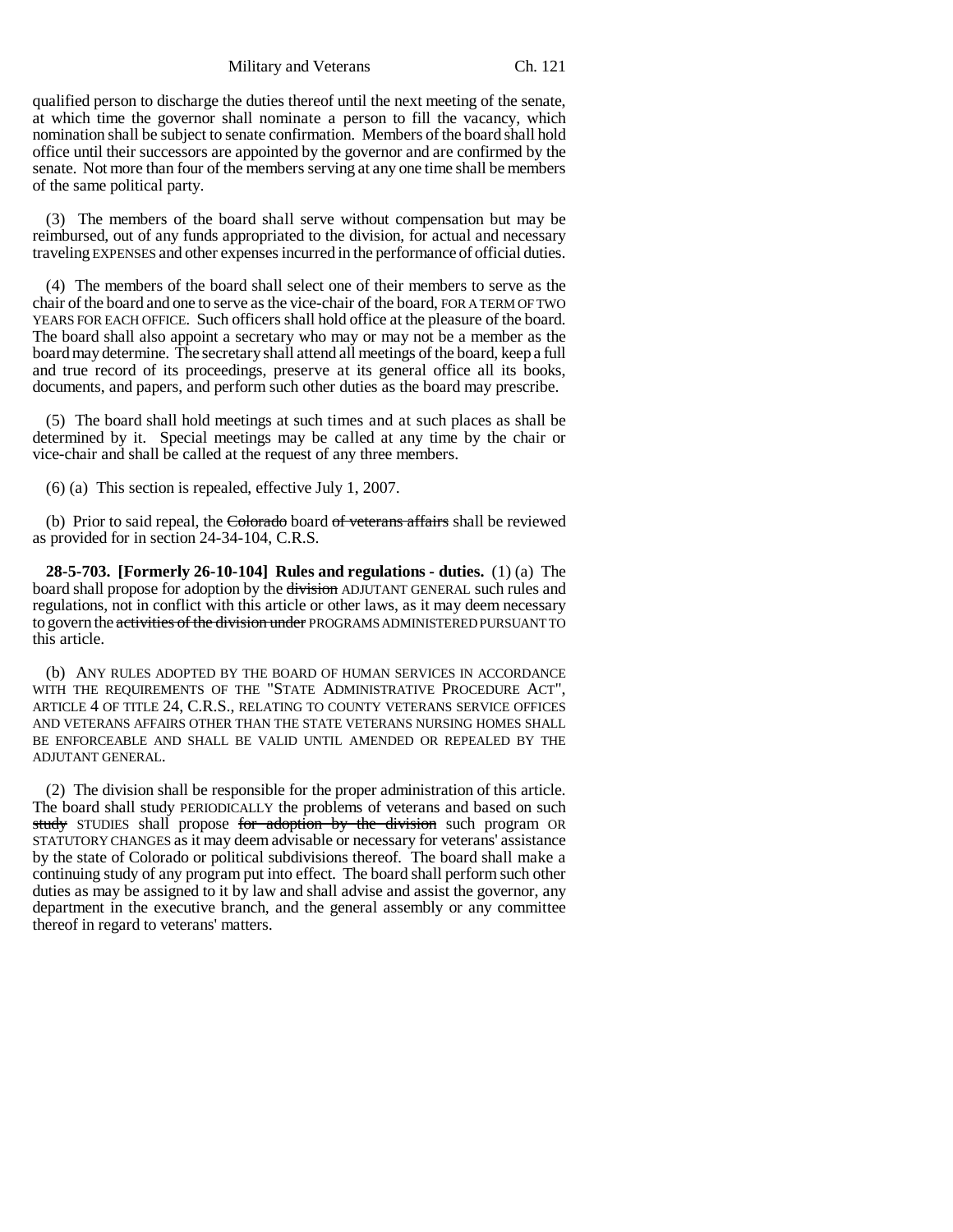qualified person to discharge the duties thereof until the next meeting of the senate, at which time the governor shall nominate a person to fill the vacancy, which nomination shall be subject to senate confirmation. Members of the board shall hold office until their successors are appointed by the governor and are confirmed by the senate. Not more than four of the members serving at any one time shall be members of the same political party.

(3) The members of the board shall serve without compensation but may be reimbursed, out of any funds appropriated to the division, for actual and necessary traveling EXPENSES and other expenses incurred in the performance of official duties.

(4) The members of the board shall select one of their members to serve as the chair of the board and one to serve as the vice-chair of the board, FOR A TERM OF TWO YEARS FOR EACH OFFICE. Such officers shall hold office at the pleasure of the board. The board shall also appoint a secretary who may or may not be a member as the board may determine. The secretary shall attend all meetings of the board, keep a full and true record of its proceedings, preserve at its general office all its books, documents, and papers, and perform such other duties as the board may prescribe.

(5) The board shall hold meetings at such times and at such places as shall be determined by it. Special meetings may be called at any time by the chair or vice-chair and shall be called at the request of any three members.

(6) (a) This section is repealed, effective July 1, 2007.

(b) Prior to said repeal, the ~~Colorado~~ board ~~of veterans affairs~~ shall be reviewed as provided for in section 24-34-104, C.R.S.

**28-5-703. [Formerly 26-10-104] Rules and regulations - duties.** (1) (a) The board shall propose for adoption by the ~~division~~ ADJUTANT GENERAL such rules and regulations, not in conflict with this article or other laws, as it may deem necessary to govern the ~~activities of the division under~~ PROGRAMS ADMINISTERED PURSUANT TO this article.

(b) ANY RULES ADOPTED BY THE BOARD OF HUMAN SERVICES IN ACCORDANCE WITH THE REQUIREMENTS OF THE "STATE ADMINISTRATIVE PROCEDURE ACT", ARTICLE 4 OF TITLE 24, C.R.S., RELATING TO COUNTY VETERANS SERVICE OFFICES AND VETERANS AFFAIRS OTHER THAN THE STATE VETERANS NURSING HOMES SHALL BE ENFORCEABLE AND SHALL BE VALID UNTIL AMENDED OR REPEALED BY THE ADJUTANT GENERAL.

(2) The division shall be responsible for the proper administration of this article. The board shall study PERIODICALLY the problems of veterans and based on such ~~study~~ STUDIES shall propose ~~for adoption by the division~~ such program OR STATUTORY CHANGES as it may deem advisable or necessary for veterans' assistance by the state of Colorado or political subdivisions thereof. The board shall make a continuing study of any program put into effect. The board shall perform such other duties as may be assigned to it by law and shall advise and assist the governor, any department in the executive branch, and the general assembly or any committee thereof in regard to veterans' matters.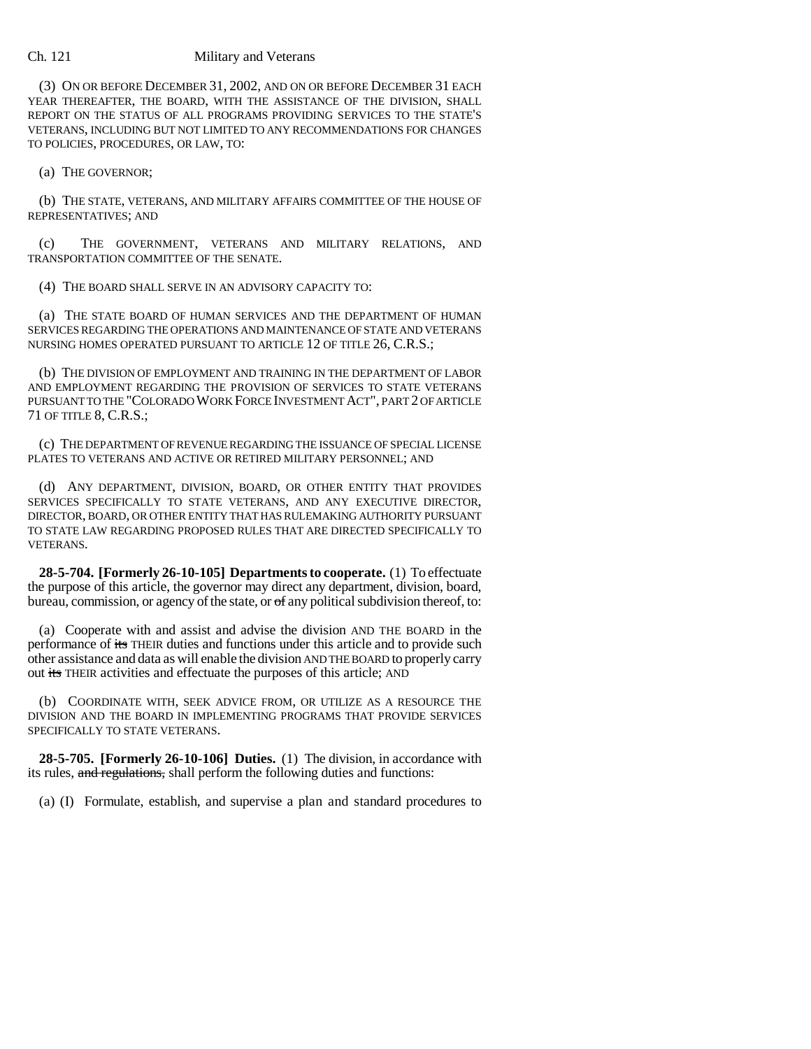(3) ON OR BEFORE DECEMBER 31, 2002, AND ON OR BEFORE DECEMBER 31 EACH YEAR THEREAFTER, THE BOARD, WITH THE ASSISTANCE OF THE DIVISION, SHALL REPORT ON THE STATUS OF ALL PROGRAMS PROVIDING SERVICES TO THE STATE'S VETERANS, INCLUDING BUT NOT LIMITED TO ANY RECOMMENDATIONS FOR CHANGES TO POLICIES, PROCEDURES, OR LAW, TO:

(a) THE GOVERNOR;

(b) THE STATE, VETERANS, AND MILITARY AFFAIRS COMMITTEE OF THE HOUSE OF REPRESENTATIVES; AND

(c) THE GOVERNMENT, VETERANS AND MILITARY RELATIONS, AND TRANSPORTATION COMMITTEE OF THE SENATE.

(4) THE BOARD SHALL SERVE IN AN ADVISORY CAPACITY TO:

(a) THE STATE BOARD OF HUMAN SERVICES AND THE DEPARTMENT OF HUMAN SERVICES REGARDING THE OPERATIONS AND MAINTENANCE OF STATE AND VETERANS NURSING HOMES OPERATED PURSUANT TO ARTICLE 12 OF TITLE 26, C.R.S.;

(b) THE DIVISION OF EMPLOYMENT AND TRAINING IN THE DEPARTMENT OF LABOR AND EMPLOYMENT REGARDING THE PROVISION OF SERVICES TO STATE VETERANS PURSUANT TO THE "COLORADO WORK FORCE INVESTMENT ACT", PART 2 OF ARTICLE 71 OF TITLE 8, C.R.S.;

(c) THE DEPARTMENT OF REVENUE REGARDING THE ISSUANCE OF SPECIAL LICENSE PLATES TO VETERANS AND ACTIVE OR RETIRED MILITARY PERSONNEL; AND

(d) ANY DEPARTMENT, DIVISION, BOARD, OR OTHER ENTITY THAT PROVIDES SERVICES SPECIFICALLY TO STATE VETERANS, AND ANY EXECUTIVE DIRECTOR, DIRECTOR, BOARD, OR OTHER ENTITY THAT HAS RULEMAKING AUTHORITY PURSUANT TO STATE LAW REGARDING PROPOSED RULES THAT ARE DIRECTED SPECIFICALLY TO VETERANS.

**28-5-704. [Formerly 26-10-105] Departments to cooperate.** (1) To effectuate the purpose of this article, the governor may direct any department, division, board, bureau, commission, or agency of the state, or ~~of~~ any political subdivision thereof, to:

(a) Cooperate with and assist and advise the division AND THE BOARD in the performance of ~~its~~ THEIR duties and functions under this article and to provide such other assistance and data as will enable the division AND THE BOARD to properly carry out ~~its~~ THEIR activities and effectuate the purposes of this article; AND

(b) COORDINATE WITH, SEEK ADVICE FROM, OR UTILIZE AS A RESOURCE THE DIVISION AND THE BOARD IN IMPLEMENTING PROGRAMS THAT PROVIDE SERVICES SPECIFICALLY TO STATE VETERANS.

**28-5-705. [Formerly 26-10-106] Duties.** (1) The division, in accordance with its rules, ~~and regulations,~~ shall perform the following duties and functions:

(a) (I) Formulate, establish, and supervise a plan and standard procedures to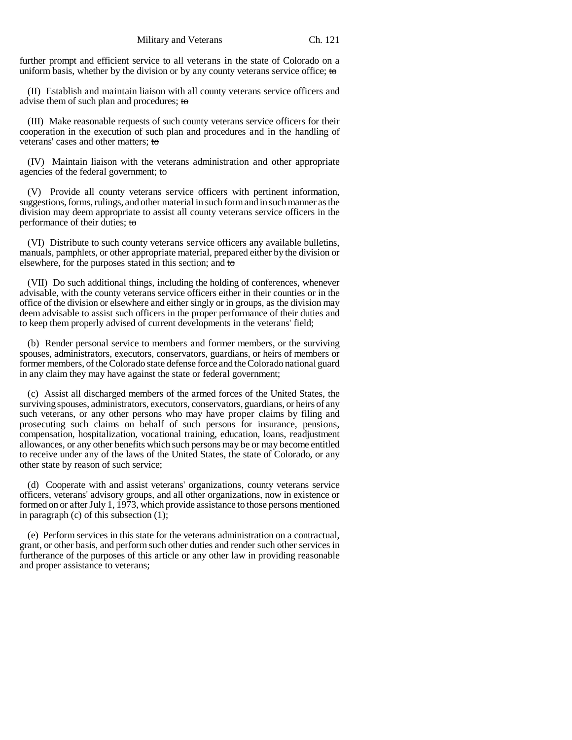further prompt and efficient service to all veterans in the state of Colorado on a uniform basis, whether by the division or by any county veterans service office; ~~to~~

(II) Establish and maintain liaison with all county veterans service officers and advise them of such plan and procedures; ~~to~~

(III) Make reasonable requests of such county veterans service officers for their cooperation in the execution of such plan and procedures and in the handling of veterans' cases and other matters; ~~to~~

(IV) Maintain liaison with the veterans administration and other appropriate agencies of the federal government; ~~to~~

(V) Provide all county veterans service officers with pertinent information, suggestions, forms, rulings, and other material in such form and in such manner as the division may deem appropriate to assist all county veterans service officers in the performance of their duties; ~~to~~

(VI) Distribute to such county veterans service officers any available bulletins, manuals, pamphlets, or other appropriate material, prepared either by the division or elsewhere, for the purposes stated in this section; and ~~to~~

(VII) Do such additional things, including the holding of conferences, whenever advisable, with the county veterans service officers either in their counties or in the office of the division or elsewhere and either singly or in groups, as the division may deem advisable to assist such officers in the proper performance of their duties and to keep them properly advised of current developments in the veterans' field;

(b) Render personal service to members and former members, or the surviving spouses, administrators, executors, conservators, guardians, or heirs of members or former members, of the Colorado state defense force and the Colorado national guard in any claim they may have against the state or federal government;

(c) Assist all discharged members of the armed forces of the United States, the surviving spouses, administrators, executors, conservators, guardians, or heirs of any such veterans, or any other persons who may have proper claims by filing and prosecuting such claims on behalf of such persons for insurance, pensions, compensation, hospitalization, vocational training, education, loans, readjustment allowances, or any other benefits which such persons may be or may become entitled to receive under any of the laws of the United States, the state of Colorado, or any other state by reason of such service;

(d) Cooperate with and assist veterans' organizations, county veterans service officers, veterans' advisory groups, and all other organizations, now in existence or formed on or after July 1, 1973, which provide assistance to those persons mentioned in paragraph (c) of this subsection (1);

(e) Perform services in this state for the veterans administration on a contractual, grant, or other basis, and perform such other duties and render such other services in furtherance of the purposes of this article or any other law in providing reasonable and proper assistance to veterans;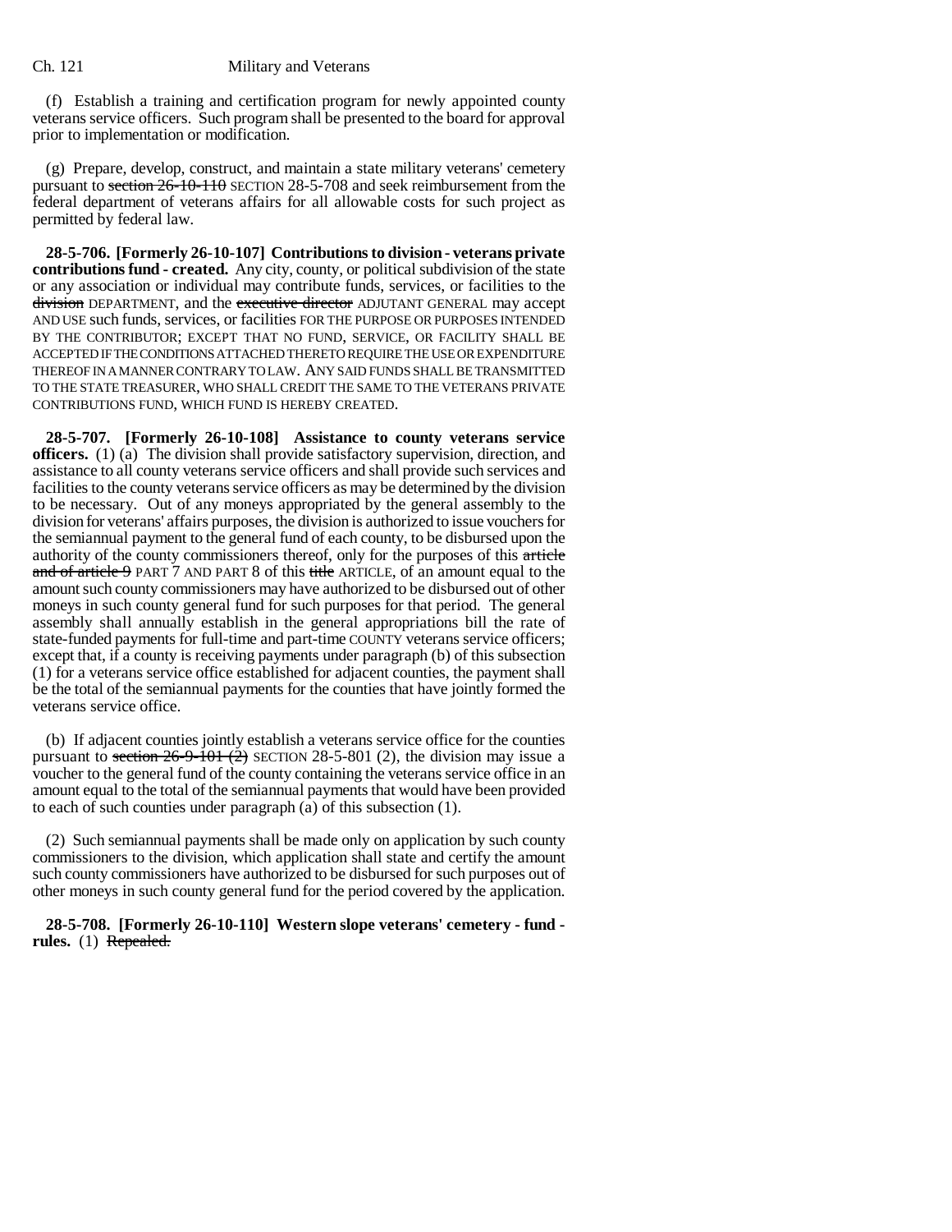(f) Establish a training and certification program for newly appointed county veterans service officers. Such program shall be presented to the board for approval prior to implementation or modification.

(g) Prepare, develop, construct, and maintain a state military veterans' cemetery pursuant to ~~section 26-10-110~~ SECTION 28-5-708 and seek reimbursement from the federal department of veterans affairs for all allowable costs for such project as permitted by federal law.

**28-5-706. [Formerly 26-10-107] Contributions to division - veterans private contributions fund - created.** Any city, county, or political subdivision of the state or any association or individual may contribute funds, services, or facilities to the ~~division~~ DEPARTMENT, and the ~~executive director~~ ADJUTANT GENERAL may accept AND USE such funds, services, or facilities FOR THE PURPOSE OR PURPOSES INTENDED BY THE CONTRIBUTOR; EXCEPT THAT NO FUND, SERVICE, OR FACILITY SHALL BE ACCEPTED IF THE CONDITIONS ATTACHED THERETO REQUIRE THE USE OR EXPENDITURE THEREOF IN A MANNER CONTRARY TO LAW. ANY SAID FUNDS SHALL BE TRANSMITTED TO THE STATE TREASURER, WHO SHALL CREDIT THE SAME TO THE VETERANS PRIVATE CONTRIBUTIONS FUND, WHICH FUND IS HEREBY CREATED.

**28-5-707. [Formerly 26-10-108] Assistance to county veterans service officers.** (1) (a) The division shall provide satisfactory supervision, direction, and assistance to all county veterans service officers and shall provide such services and facilities to the county veterans service officers as may be determined by the division to be necessary. Out of any moneys appropriated by the general assembly to the division for veterans' affairs purposes, the division is authorized to issue vouchers for the semiannual payment to the general fund of each county, to be disbursed upon the authority of the county commissioners thereof, only for the purposes of this ~~article and of article 9~~ PART 7 AND PART 8 of this ~~title~~ ARTICLE, of an amount equal to the amount such county commissioners may have authorized to be disbursed out of other moneys in such county general fund for such purposes for that period. The general assembly shall annually establish in the general appropriations bill the rate of state-funded payments for full-time and part-time COUNTY veterans service officers; except that, if a county is receiving payments under paragraph (b) of this subsection (1) for a veterans service office established for adjacent counties, the payment shall be the total of the semiannual payments for the counties that have jointly formed the veterans service office.

(b) If adjacent counties jointly establish a veterans service office for the counties pursuant to ~~section 26-9-101 (2)~~ SECTION 28-5-801 (2), the division may issue a voucher to the general fund of the county containing the veterans service office in an amount equal to the total of the semiannual payments that would have been provided to each of such counties under paragraph (a) of this subsection (1).

(2) Such semiannual payments shall be made only on application by such county commissioners to the division, which application shall state and certify the amount such county commissioners have authorized to be disbursed for such purposes out of other moneys in such county general fund for the period covered by the application.

**28-5-708. [Formerly 26-10-110] Western slope veterans' cemetery - fund - rules.** (1) ~~Repealed.~~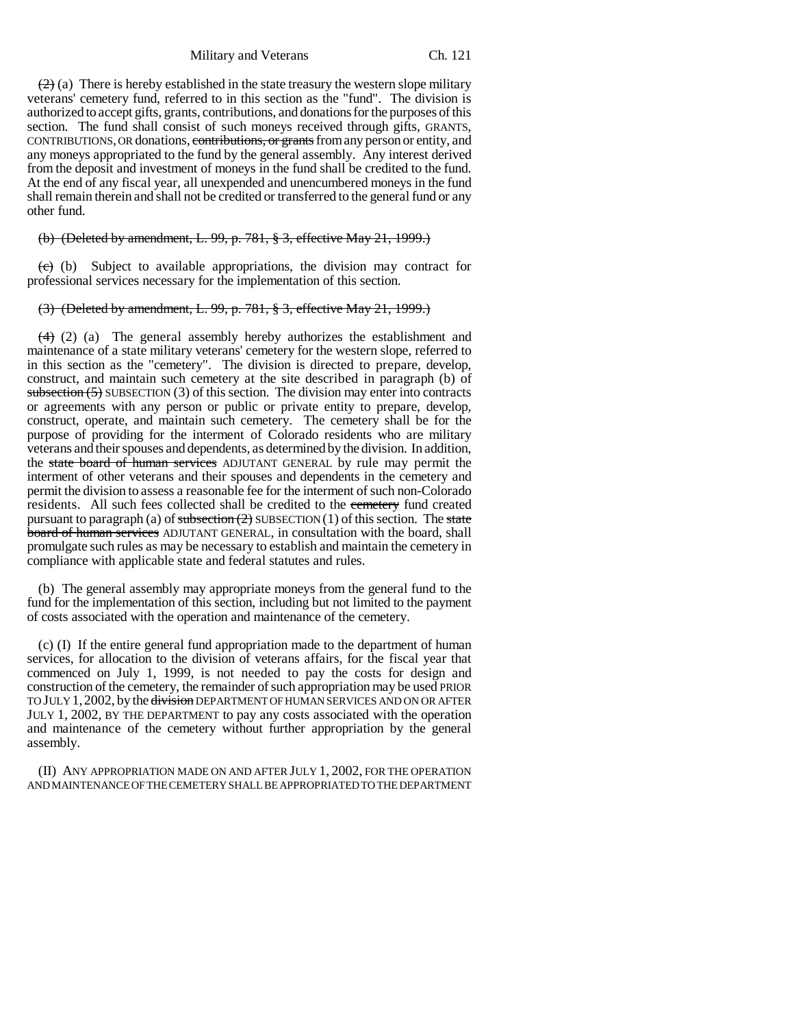~~(2)~~ (a) There is hereby established in the state treasury the western slope military veterans' cemetery fund, referred to in this section as the "fund". The division is authorized to accept gifts, grants, contributions, and donations for the purposes of this section. The fund shall consist of such moneys received through gifts, GRANTS, CONTRIBUTIONS, OR donations, ~~contributions, or grants~~ from any person or entity, and any moneys appropriated to the fund by the general assembly. Any interest derived from the deposit and investment of moneys in the fund shall be credited to the fund. At the end of any fiscal year, all unexpended and unencumbered moneys in the fund shall remain therein and shall not be credited or transferred to the general fund or any other fund.

~~(b) (Deleted by amendment, L. 99, p. 781, § 3, effective May 21, 1999.)~~

~~(c)~~ (b) Subject to available appropriations, the division may contract for professional services necessary for the implementation of this section.

~~(3) (Deleted by amendment, L. 99, p. 781, § 3, effective May 21, 1999.)~~

~~(4)~~ (2) (a) The general assembly hereby authorizes the establishment and maintenance of a state military veterans' cemetery for the western slope, referred to in this section as the "cemetery". The division is directed to prepare, develop, construct, and maintain such cemetery at the site described in paragraph (b) of ~~subsection (5)~~ SUBSECTION (3) of this section. The division may enter into contracts or agreements with any person or public or private entity to prepare, develop, construct, operate, and maintain such cemetery. The cemetery shall be for the purpose of providing for the interment of Colorado residents who are military veterans and their spouses and dependents, as determined by the division. In addition, the ~~state board of human services~~ ADJUTANT GENERAL by rule may permit the interment of other veterans and their spouses and dependents in the cemetery and permit the division to assess a reasonable fee for the interment of such non-Colorado residents. All such fees collected shall be credited to the ~~cemetery~~ fund created pursuant to paragraph (a) of ~~subsection (2)~~ SUBSECTION (1) of this section. The ~~state board of human services~~ ADJUTANT GENERAL, in consultation with the board, shall promulgate such rules as may be necessary to establish and maintain the cemetery in compliance with applicable state and federal statutes and rules.

(b) The general assembly may appropriate moneys from the general fund to the fund for the implementation of this section, including but not limited to the payment of costs associated with the operation and maintenance of the cemetery.

(c) (I) If the entire general fund appropriation made to the department of human services, for allocation to the division of veterans affairs, for the fiscal year that commenced on July 1, 1999, is not needed to pay the costs for design and construction of the cemetery, the remainder of such appropriation may be used PRIOR TO JULY 1, 2002, by the ~~division~~ DEPARTMENT OF HUMAN SERVICES AND ON OR AFTER JULY 1, 2002, BY THE DEPARTMENT to pay any costs associated with the operation and maintenance of the cemetery without further appropriation by the general assembly.

(II) ANY APPROPRIATION MADE ON AND AFTER JULY 1, 2002, FOR THE OPERATION AND MAINTENANCE OF THE CEMETERY SHALL BE APPROPRIATED TO THE DEPARTMENT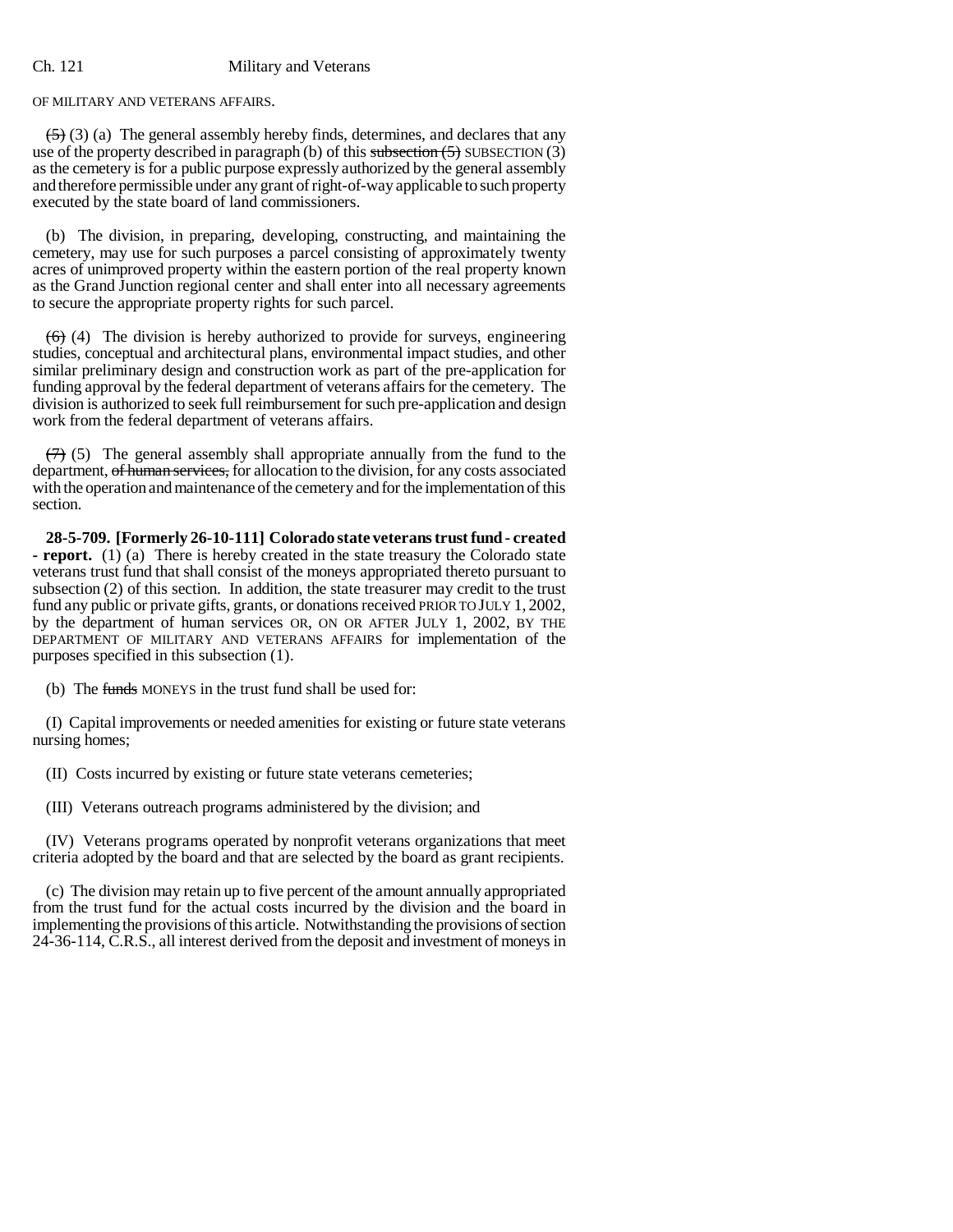OF MILITARY AND VETERANS AFFAIRS.

~~(5)~~ (3) (a) The general assembly hereby finds, determines, and declares that any use of the property described in paragraph (b) of this ~~subsection (5)~~ SUBSECTION (3) as the cemetery is for a public purpose expressly authorized by the general assembly and therefore permissible under any grant of right-of-way applicable to such property executed by the state board of land commissioners.

(b) The division, in preparing, developing, constructing, and maintaining the cemetery, may use for such purposes a parcel consisting of approximately twenty acres of unimproved property within the eastern portion of the real property known as the Grand Junction regional center and shall enter into all necessary agreements to secure the appropriate property rights for such parcel.

~~(6)~~ (4) The division is hereby authorized to provide for surveys, engineering studies, conceptual and architectural plans, environmental impact studies, and other similar preliminary design and construction work as part of the pre-application for funding approval by the federal department of veterans affairs for the cemetery. The division is authorized to seek full reimbursement for such pre-application and design work from the federal department of veterans affairs.

~~(7)~~ (5) The general assembly shall appropriate annually from the fund to the department, ~~of human services,~~ for allocation to the division, for any costs associated with the operation and maintenance of the cemetery and for the implementation of this section.

**28-5-709. [Formerly 26-10-111] Colorado state veterans trust fund - created - report.** (1) (a) There is hereby created in the state treasury the Colorado state veterans trust fund that shall consist of the moneys appropriated thereto pursuant to subsection (2) of this section. In addition, the state treasurer may credit to the trust fund any public or private gifts, grants, or donations received PRIOR TO JULY 1, 2002, by the department of human services OR, ON OR AFTER JULY 1, 2002, BY THE DEPARTMENT OF MILITARY AND VETERANS AFFAIRS for implementation of the purposes specified in this subsection (1).

(b) The ~~funds~~ MONEYS in the trust fund shall be used for:

(I) Capital improvements or needed amenities for existing or future state veterans nursing homes;

(II) Costs incurred by existing or future state veterans cemeteries;

(III) Veterans outreach programs administered by the division; and

(IV) Veterans programs operated by nonprofit veterans organizations that meet criteria adopted by the board and that are selected by the board as grant recipients.

(c) The division may retain up to five percent of the amount annually appropriated from the trust fund for the actual costs incurred by the division and the board in implementing the provisions of this article. Notwithstanding the provisions of section 24-36-114, C.R.S., all interest derived from the deposit and investment of moneys in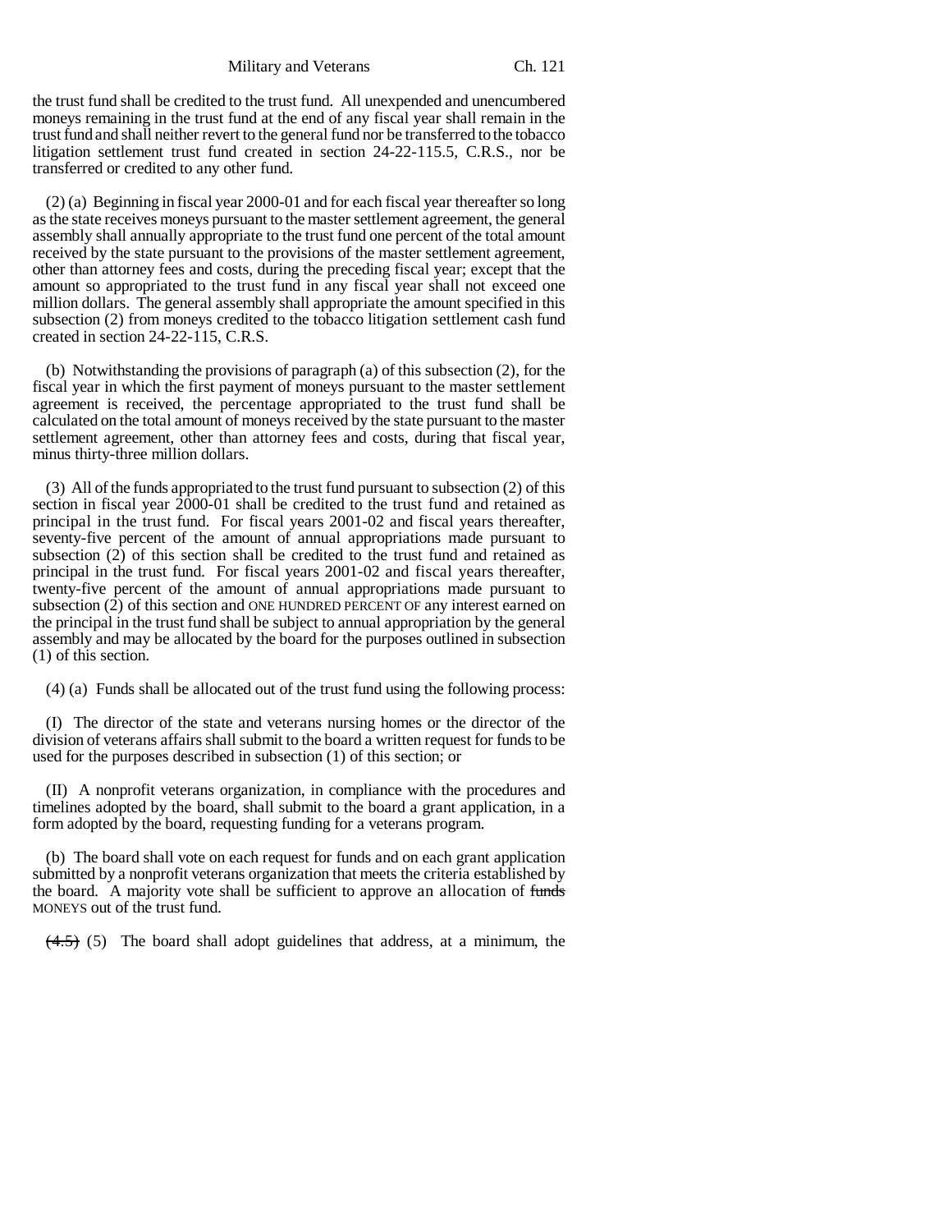the trust fund shall be credited to the trust fund. All unexpended and unencumbered moneys remaining in the trust fund at the end of any fiscal year shall remain in the trust fund and shall neither revert to the general fund nor be transferred to the tobacco litigation settlement trust fund created in section 24-22-115.5, C.R.S., nor be transferred or credited to any other fund.

(2) (a) Beginning in fiscal year 2000-01 and for each fiscal year thereafter so long as the state receives moneys pursuant to the master settlement agreement, the general assembly shall annually appropriate to the trust fund one percent of the total amount received by the state pursuant to the provisions of the master settlement agreement, other than attorney fees and costs, during the preceding fiscal year; except that the amount so appropriated to the trust fund in any fiscal year shall not exceed one million dollars. The general assembly shall appropriate the amount specified in this subsection (2) from moneys credited to the tobacco litigation settlement cash fund created in section 24-22-115, C.R.S.

(b) Notwithstanding the provisions of paragraph (a) of this subsection (2), for the fiscal year in which the first payment of moneys pursuant to the master settlement agreement is received, the percentage appropriated to the trust fund shall be calculated on the total amount of moneys received by the state pursuant to the master settlement agreement, other than attorney fees and costs, during that fiscal year, minus thirty-three million dollars.

(3) All of the funds appropriated to the trust fund pursuant to subsection (2) of this section in fiscal year 2000-01 shall be credited to the trust fund and retained as principal in the trust fund. For fiscal years 2001-02 and fiscal years thereafter, seventy-five percent of the amount of annual appropriations made pursuant to subsection (2) of this section shall be credited to the trust fund and retained as principal in the trust fund. For fiscal years 2001-02 and fiscal years thereafter, twenty-five percent of the amount of annual appropriations made pursuant to subsection (2) of this section and ONE HUNDRED PERCENT OF any interest earned on the principal in the trust fund shall be subject to annual appropriation by the general assembly and may be allocated by the board for the purposes outlined in subsection (1) of this section.

(4) (a) Funds shall be allocated out of the trust fund using the following process:

(I) The director of the state and veterans nursing homes or the director of the division of veterans affairs shall submit to the board a written request for funds to be used for the purposes described in subsection (1) of this section; or

(II) A nonprofit veterans organization, in compliance with the procedures and timelines adopted by the board, shall submit to the board a grant application, in a form adopted by the board, requesting funding for a veterans program.

(b) The board shall vote on each request for funds and on each grant application submitted by a nonprofit veterans organization that meets the criteria established by the board. A majority vote shall be sufficient to approve an allocation of ~~funds~~ MONEYS out of the trust fund.

~~(4.5)~~ (5) The board shall adopt guidelines that address, at a minimum, the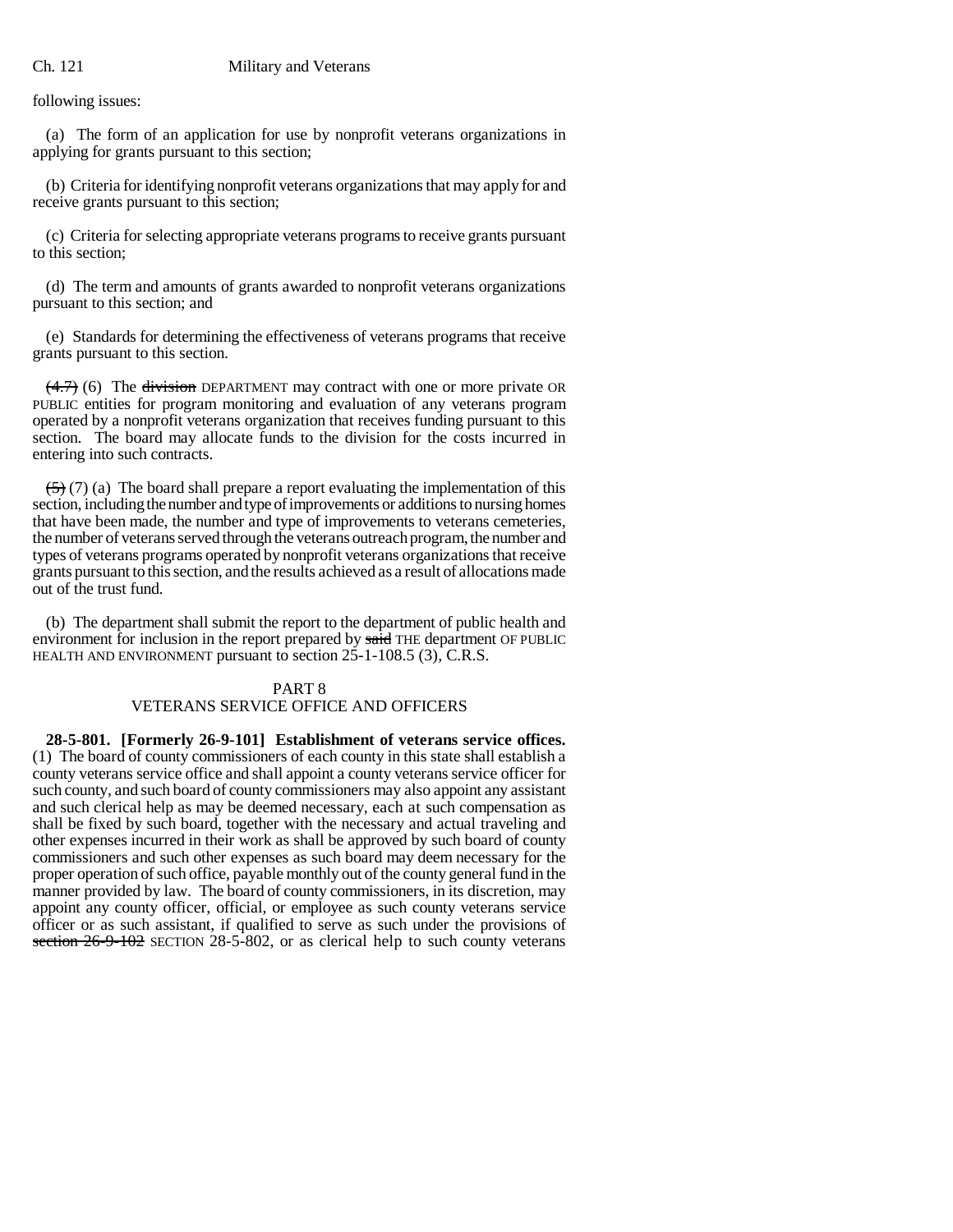following issues:

(a) The form of an application for use by nonprofit veterans organizations in applying for grants pursuant to this section;

(b) Criteria for identifying nonprofit veterans organizations that may apply for and receive grants pursuant to this section;

(c) Criteria for selecting appropriate veterans programs to receive grants pursuant to this section;

(d) The term and amounts of grants awarded to nonprofit veterans organizations pursuant to this section; and

(e) Standards for determining the effectiveness of veterans programs that receive grants pursuant to this section.

~~(4.7)~~ (6) The ~~division~~ DEPARTMENT may contract with one or more private OR PUBLIC entities for program monitoring and evaluation of any veterans program operated by a nonprofit veterans organization that receives funding pursuant to this section. The board may allocate funds to the division for the costs incurred in entering into such contracts.

~~(5)~~ (7) (a) The board shall prepare a report evaluating the implementation of this section, including the number and type of improvements or additions to nursing homes that have been made, the number and type of improvements to veterans cemeteries, the number of veterans served through the veterans outreach program, the number and types of veterans programs operated by nonprofit veterans organizations that receive grants pursuant to this section, and the results achieved as a result of allocations made out of the trust fund.

(b) The department shall submit the report to the department of public health and environment for inclusion in the report prepared by ~~said~~ THE department OF PUBLIC HEALTH AND ENVIRONMENT pursuant to section 25-1-108.5 (3), C.R.S.

## PART 8
## VETERANS SERVICE OFFICE AND OFFICERS

**28-5-801. [Formerly 26-9-101] Establishment of veterans service offices.** (1) The board of county commissioners of each county in this state shall establish a county veterans service office and shall appoint a county veterans service officer for such county, and such board of county commissioners may also appoint any assistant and such clerical help as may be deemed necessary, each at such compensation as shall be fixed by such board, together with the necessary and actual traveling and other expenses incurred in their work as shall be approved by such board of county commissioners and such other expenses as such board may deem necessary for the proper operation of such office, payable monthly out of the county general fund in the manner provided by law. The board of county commissioners, in its discretion, may appoint any county officer, official, or employee as such county veterans service officer or as such assistant, if qualified to serve as such under the provisions of ~~section 26-9-102~~ SECTION 28-5-802, or as clerical help to such county veterans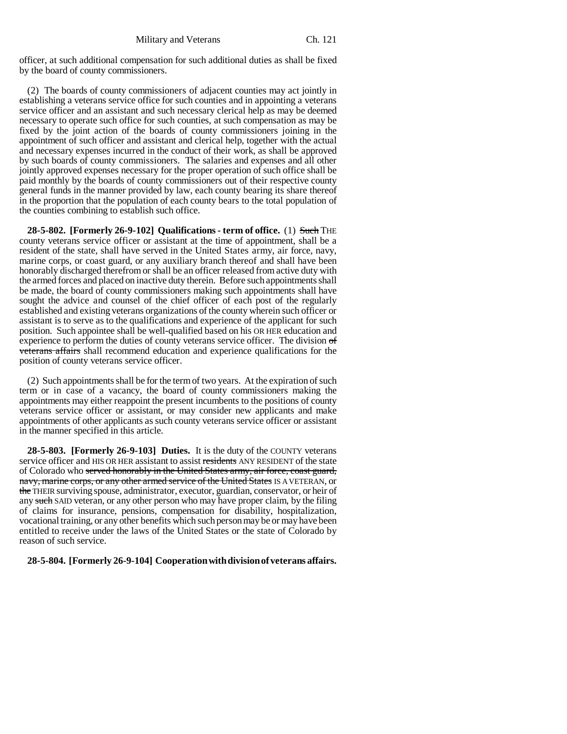officer, at such additional compensation for such additional duties as shall be fixed by the board of county commissioners.

(2) The boards of county commissioners of adjacent counties may act jointly in establishing a veterans service office for such counties and in appointing a veterans service officer and an assistant and such necessary clerical help as may be deemed necessary to operate such office for such counties, at such compensation as may be fixed by the joint action of the boards of county commissioners joining in the appointment of such officer and assistant and clerical help, together with the actual and necessary expenses incurred in the conduct of their work, as shall be approved by such boards of county commissioners. The salaries and expenses and all other jointly approved expenses necessary for the proper operation of such office shall be paid monthly by the boards of county commissioners out of their respective county general funds in the manner provided by law, each county bearing its share thereof in the proportion that the population of each county bears to the total population of the counties combining to establish such office.

**28-5-802. [Formerly 26-9-102] Qualifications - term of office.** (1) ~~Such~~ THE county veterans service officer or assistant at the time of appointment, shall be a resident of the state, shall have served in the United States army, air force, navy, marine corps, or coast guard, or any auxiliary branch thereof and shall have been honorably discharged therefrom or shall be an officer released from active duty with the armed forces and placed on inactive duty therein. Before such appointments shall be made, the board of county commissioners making such appointments shall have sought the advice and counsel of the chief officer of each post of the regularly established and existing veterans organizations of the county wherein such officer or assistant is to serve as to the qualifications and experience of the applicant for such position. Such appointee shall be well-qualified based on his OR HER education and experience to perform the duties of county veterans service officer. The division ~~of veterans affairs~~ shall recommend education and experience qualifications for the position of county veterans service officer.

(2) Such appointments shall be for the term of two years. At the expiration of such term or in case of a vacancy, the board of county commissioners making the appointments may either reappoint the present incumbents to the positions of county veterans service officer or assistant, or may consider new applicants and make appointments of other applicants as such county veterans service officer or assistant in the manner specified in this article.

**28-5-803. [Formerly 26-9-103] Duties.** It is the duty of the COUNTY veterans service officer and HIS OR HER assistant to assist ~~residents~~ ANY RESIDENT of the state of Colorado who ~~served honorably in the United States army, air force, coast guard, navy, marine corps, or any other armed service of the United States~~ IS A VETERAN, or ~~the~~ THEIR surviving spouse, administrator, executor, guardian, conservator, or heir of any ~~such~~ SAID veteran, or any other person who may have proper claim, by the filing of claims for insurance, pensions, compensation for disability, hospitalization, vocational training, or any other benefits which such person may be or may have been entitled to receive under the laws of the United States or the state of Colorado by reason of such service.

**28-5-804. [Formerly 26-9-104] Cooperation with division of veterans affairs.**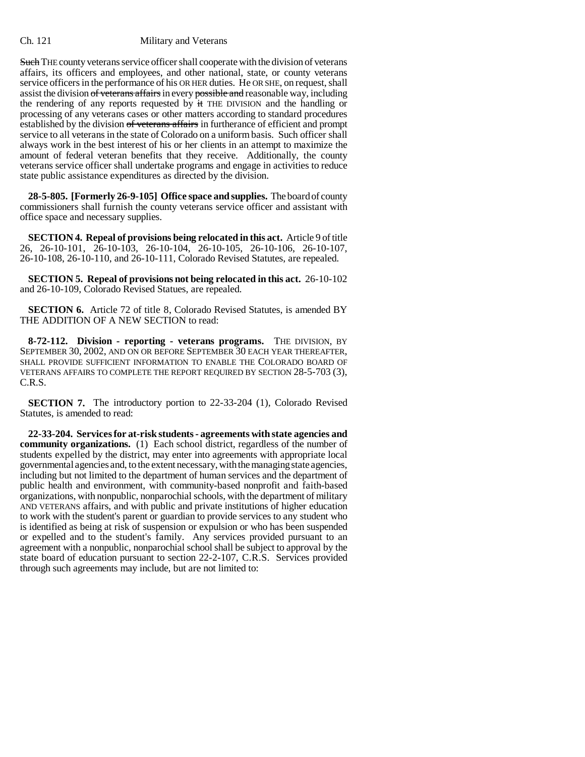~~Such~~ THE county veterans service officer shall cooperate with the division of veterans affairs, its officers and employees, and other national, state, or county veterans service officers in the performance of his OR HER duties. He OR SHE, on request, shall assist the division ~~of veterans affairs~~ in every ~~possible and~~ reasonable way, including the rendering of any reports requested by ~~it~~ THE DIVISION and the handling or processing of any veterans cases or other matters according to standard procedures established by the division ~~of veterans affairs~~ in furtherance of efficient and prompt service to all veterans in the state of Colorado on a uniform basis. Such officer shall always work in the best interest of his or her clients in an attempt to maximize the amount of federal veteran benefits that they receive. Additionally, the county veterans service officer shall undertake programs and engage in activities to reduce state public assistance expenditures as directed by the division.

**28-5-805. [Formerly 26-9-105] Office space and supplies.** The board of county commissioners shall furnish the county veterans service officer and assistant with office space and necessary supplies.

**SECTION 4. Repeal of provisions being relocated in this act.** Article 9 of title 26, 26-10-101, 26-10-103, 26-10-104, 26-10-105, 26-10-106, 26-10-107, 26-10-108, 26-10-110, and 26-10-111, Colorado Revised Statutes, are repealed.

**SECTION 5. Repeal of provisions not being relocated in this act.** 26-10-102 and 26-10-109, Colorado Revised Statues, are repealed.

**SECTION 6.** Article 72 of title 8, Colorado Revised Statutes, is amended BY THE ADDITION OF A NEW SECTION to read:

**8-72-112. Division - reporting - veterans programs.** THE DIVISION, BY SEPTEMBER 30, 2002, AND ON OR BEFORE SEPTEMBER 30 EACH YEAR THEREAFTER, SHALL PROVIDE SUFFICIENT INFORMATION TO ENABLE THE COLORADO BOARD OF VETERANS AFFAIRS TO COMPLETE THE REPORT REQUIRED BY SECTION 28-5-703 (3), C.R.S.

**SECTION 7.** The introductory portion to 22-33-204 (1), Colorado Revised Statutes, is amended to read:

**22-33-204. Services for at-risk students - agreements with state agencies and community organizations.** (1) Each school district, regardless of the number of students expelled by the district, may enter into agreements with appropriate local governmental agencies and, to the extent necessary, with the managing state agencies, including but not limited to the department of human services and the department of public health and environment, with community-based nonprofit and faith-based organizations, with nonpublic, nonparochial schools, with the department of military AND VETERANS affairs, and with public and private institutions of higher education to work with the student's parent or guardian to provide services to any student who is identified as being at risk of suspension or expulsion or who has been suspended or expelled and to the student's family. Any services provided pursuant to an agreement with a nonpublic, nonparochial school shall be subject to approval by the state board of education pursuant to section 22-2-107, C.R.S. Services provided through such agreements may include, but are not limited to: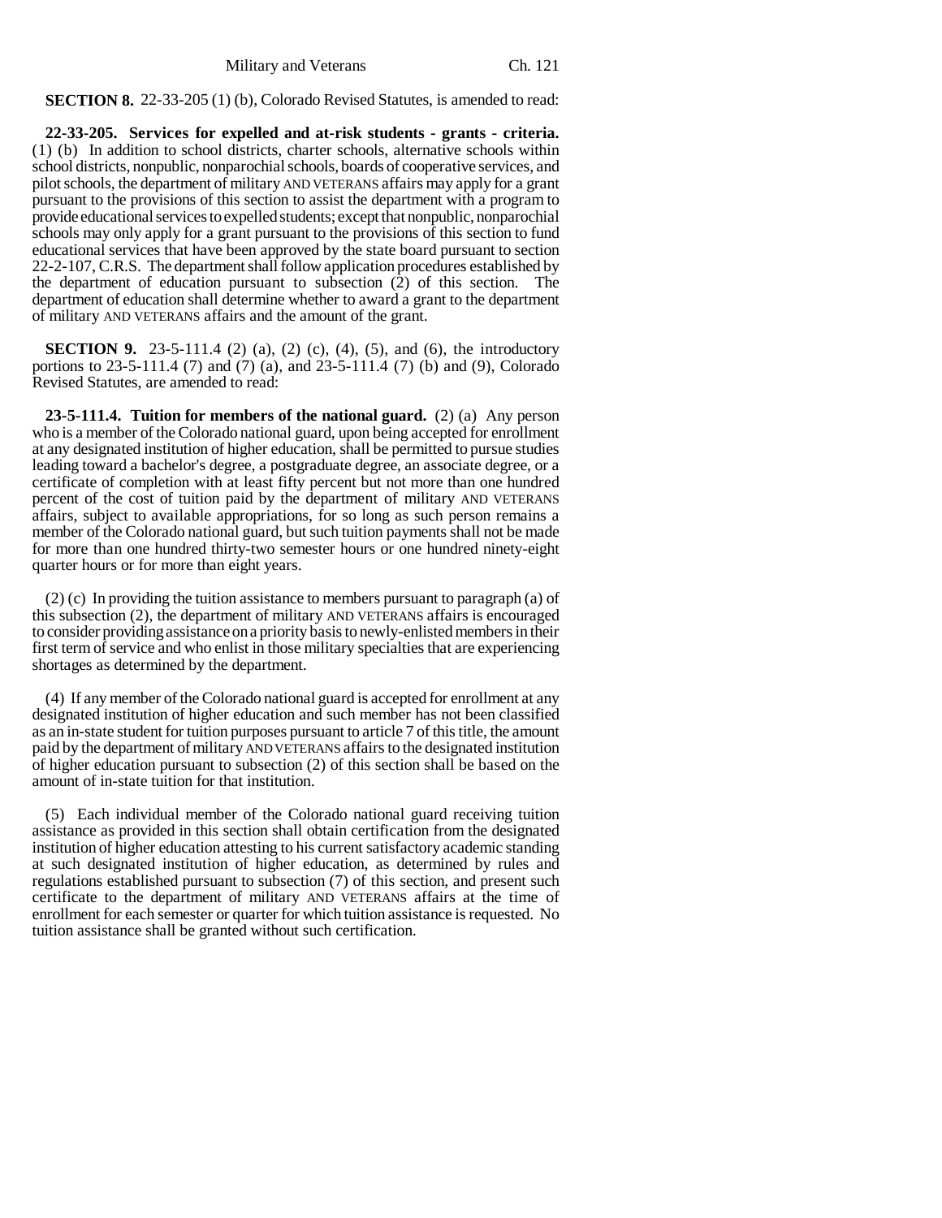**SECTION 8.** 22-33-205 (1) (b), Colorado Revised Statutes, is amended to read:

**22-33-205. Services for expelled and at-risk students - grants - criteria.** (1) (b) In addition to school districts, charter schools, alternative schools within school districts, nonpublic, nonparochial schools, boards of cooperative services, and pilot schools, the department of military AND VETERANS affairs may apply for a grant pursuant to the provisions of this section to assist the department with a program to provide educational services to expelled students; except that nonpublic, nonparochial schools may only apply for a grant pursuant to the provisions of this section to fund educational services that have been approved by the state board pursuant to section 22-2-107, C.R.S. The department shall follow application procedures established by the department of education pursuant to subsection (2) of this section. The department of education shall determine whether to award a grant to the department of military AND VETERANS affairs and the amount of the grant.

**SECTION 9.** 23-5-111.4 (2) (a), (2) (c), (4), (5), and (6), the introductory portions to 23-5-111.4 (7) and (7) (a), and 23-5-111.4 (7) (b) and (9), Colorado Revised Statutes, are amended to read:

**23-5-111.4. Tuition for members of the national guard.** (2) (a) Any person who is a member of the Colorado national guard, upon being accepted for enrollment at any designated institution of higher education, shall be permitted to pursue studies leading toward a bachelor's degree, a postgraduate degree, an associate degree, or a certificate of completion with at least fifty percent but not more than one hundred percent of the cost of tuition paid by the department of military AND VETERANS affairs, subject to available appropriations, for so long as such person remains a member of the Colorado national guard, but such tuition payments shall not be made for more than one hundred thirty-two semester hours or one hundred ninety-eight quarter hours or for more than eight years.

(2) (c) In providing the tuition assistance to members pursuant to paragraph (a) of this subsection (2), the department of military AND VETERANS affairs is encouraged to consider providing assistance on a priority basis to newly-enlisted members in their first term of service and who enlist in those military specialties that are experiencing shortages as determined by the department.

(4) If any member of the Colorado national guard is accepted for enrollment at any designated institution of higher education and such member has not been classified as an in-state student for tuition purposes pursuant to article 7 of this title, the amount paid by the department of military AND VETERANS affairs to the designated institution of higher education pursuant to subsection (2) of this section shall be based on the amount of in-state tuition for that institution.

(5) Each individual member of the Colorado national guard receiving tuition assistance as provided in this section shall obtain certification from the designated institution of higher education attesting to his current satisfactory academic standing at such designated institution of higher education, as determined by rules and regulations established pursuant to subsection (7) of this section, and present such certificate to the department of military AND VETERANS affairs at the time of enrollment for each semester or quarter for which tuition assistance is requested. No tuition assistance shall be granted without such certification.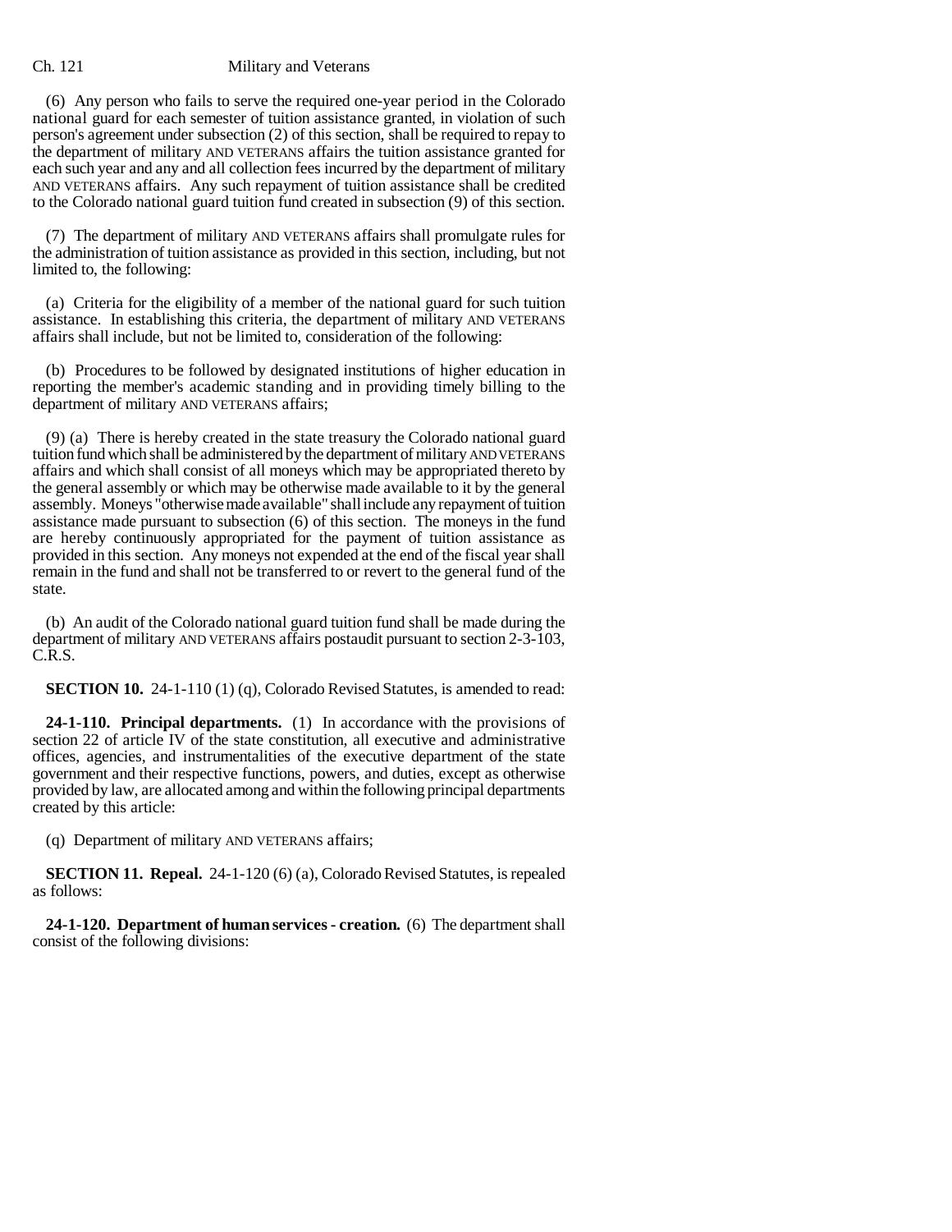(6) Any person who fails to serve the required one-year period in the Colorado national guard for each semester of tuition assistance granted, in violation of such person's agreement under subsection (2) of this section, shall be required to repay to the department of military AND VETERANS affairs the tuition assistance granted for each such year and any and all collection fees incurred by the department of military AND VETERANS affairs. Any such repayment of tuition assistance shall be credited to the Colorado national guard tuition fund created in subsection (9) of this section.

(7) The department of military AND VETERANS affairs shall promulgate rules for the administration of tuition assistance as provided in this section, including, but not limited to, the following:

(a) Criteria for the eligibility of a member of the national guard for such tuition assistance. In establishing this criteria, the department of military AND VETERANS affairs shall include, but not be limited to, consideration of the following:

(b) Procedures to be followed by designated institutions of higher education in reporting the member's academic standing and in providing timely billing to the department of military AND VETERANS affairs;

(9) (a) There is hereby created in the state treasury the Colorado national guard tuition fund which shall be administered by the department of military AND VETERANS affairs and which shall consist of all moneys which may be appropriated thereto by the general assembly or which may be otherwise made available to it by the general assembly. Moneys "otherwise made available" shall include any repayment of tuition assistance made pursuant to subsection (6) of this section. The moneys in the fund are hereby continuously appropriated for the payment of tuition assistance as provided in this section. Any moneys not expended at the end of the fiscal year shall remain in the fund and shall not be transferred to or revert to the general fund of the state.

(b) An audit of the Colorado national guard tuition fund shall be made during the department of military AND VETERANS affairs postaudit pursuant to section 2-3-103, C.R.S.

**SECTION 10.** 24-1-110 (1) (q), Colorado Revised Statutes, is amended to read:

**24-1-110. Principal departments.** (1) In accordance with the provisions of section 22 of article IV of the state constitution, all executive and administrative offices, agencies, and instrumentalities of the executive department of the state government and their respective functions, powers, and duties, except as otherwise provided by law, are allocated among and within the following principal departments created by this article:

(q) Department of military AND VETERANS affairs;

**SECTION 11. Repeal.** 24-1-120 (6) (a), Colorado Revised Statutes, is repealed as follows:

**24-1-120. Department of human services - creation.** (6) The department shall consist of the following divisions: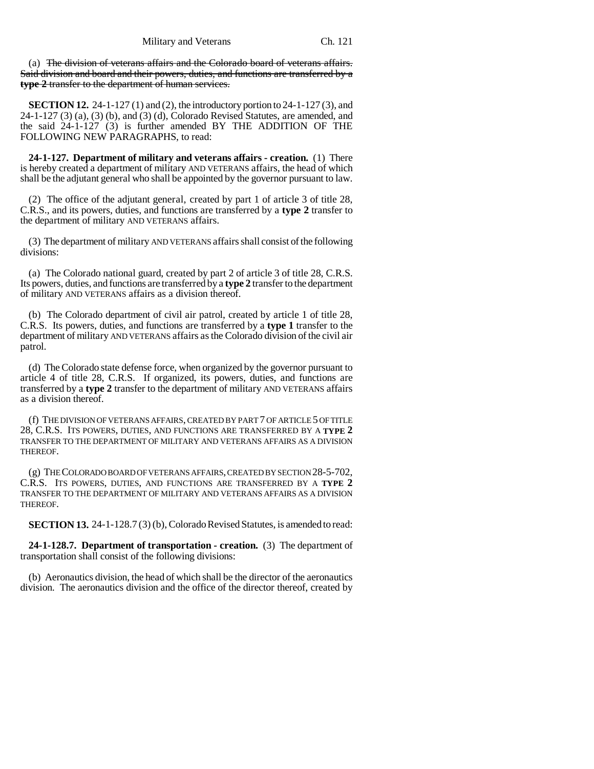(a) ~~The division of veterans affairs and the Colorado board of veterans affairs. Said division and board and their powers, duties, and functions are transferred by a **type 2** transfer to the department of human services.~~

**SECTION 12.** 24-1-127 (1) and (2), the introductory portion to 24-1-127 (3), and 24-1-127 (3) (a), (3) (b), and (3) (d), Colorado Revised Statutes, are amended, and the said 24-1-127 (3) is further amended BY THE ADDITION OF THE FOLLOWING NEW PARAGRAPHS, to read:

**24-1-127. Department of military and veterans affairs - creation.** (1) There is hereby created a department of military AND VETERANS affairs, the head of which shall be the adjutant general who shall be appointed by the governor pursuant to law.

(2) The office of the adjutant general, created by part 1 of article 3 of title 28, C.R.S., and its powers, duties, and functions are transferred by a **type 2** transfer to the department of military AND VETERANS affairs.

(3) The department of military AND VETERANS affairs shall consist of the following divisions:

(a) The Colorado national guard, created by part 2 of article 3 of title 28, C.R.S. Its powers, duties, and functions are transferred by a **type 2** transfer to the department of military AND VETERANS affairs as a division thereof.

(b) The Colorado department of civil air patrol, created by article 1 of title 28, C.R.S. Its powers, duties, and functions are transferred by a **type 1** transfer to the department of military AND VETERANS affairs as the Colorado division of the civil air patrol.

(d) The Colorado state defense force, when organized by the governor pursuant to article 4 of title 28, C.R.S. If organized, its powers, duties, and functions are transferred by a **type 2** transfer to the department of military AND VETERANS affairs as a division thereof.

(f) THE DIVISION OF VETERANS AFFAIRS, CREATED BY PART 7 OF ARTICLE 5 OF TITLE 28, C.R.S. ITS POWERS, DUTIES, AND FUNCTIONS ARE TRANSFERRED BY A **TYPE 2** TRANSFER TO THE DEPARTMENT OF MILITARY AND VETERANS AFFAIRS AS A DIVISION THEREOF.

(g) THE COLORADO BOARD OF VETERANS AFFAIRS, CREATED BY SECTION 28-5-702, C.R.S. ITS POWERS, DUTIES, AND FUNCTIONS ARE TRANSFERRED BY A **TYPE 2** TRANSFER TO THE DEPARTMENT OF MILITARY AND VETERANS AFFAIRS AS A DIVISION THEREOF.

**SECTION 13.** 24-1-128.7 (3) (b), Colorado Revised Statutes, is amended to read:

**24-1-128.7. Department of transportation - creation.** (3) The department of transportation shall consist of the following divisions:

(b) Aeronautics division, the head of which shall be the director of the aeronautics division. The aeronautics division and the office of the director thereof, created by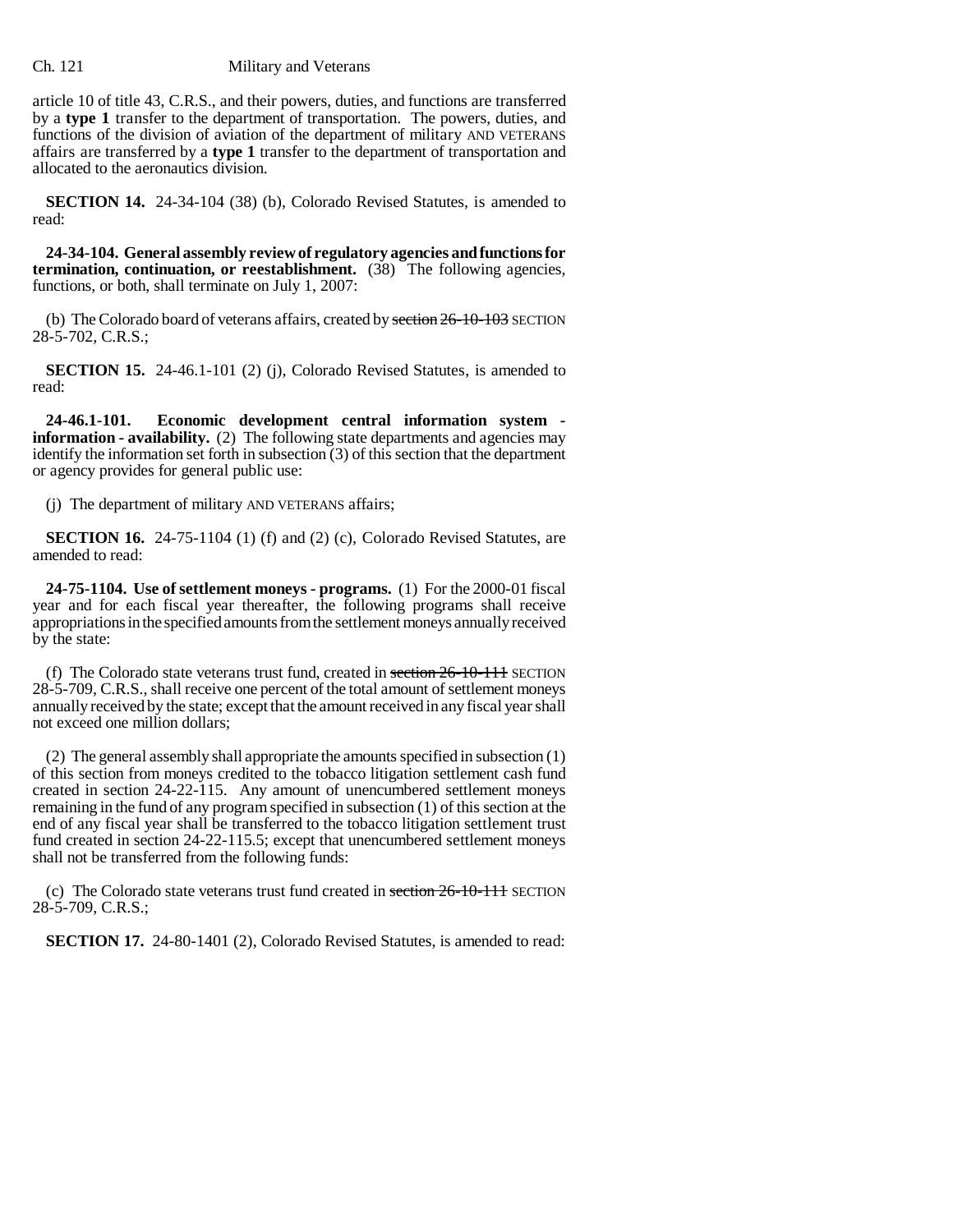article 10 of title 43, C.R.S., and their powers, duties, and functions are transferred by a **type 1** transfer to the department of transportation. The powers, duties, and functions of the division of aviation of the department of military AND VETERANS affairs are transferred by a **type 1** transfer to the department of transportation and allocated to the aeronautics division.

**SECTION 14.** 24-34-104 (38) (b), Colorado Revised Statutes, is amended to read:

**24-34-104. General assembly review of regulatory agencies and functions for termination, continuation, or reestablishment.** (38) The following agencies, functions, or both, shall terminate on July 1, 2007:

(b) The Colorado board of veterans affairs, created by ~~section 26-10-103~~ SECTION 28-5-702, C.R.S.;

**SECTION 15.** 24-46.1-101 (2) (j), Colorado Revised Statutes, is amended to read:

**24-46.1-101. Economic development central information system - information - availability.** (2) The following state departments and agencies may identify the information set forth in subsection (3) of this section that the department or agency provides for general public use:

(j) The department of military AND VETERANS affairs;

**SECTION 16.** 24-75-1104 (1) (f) and (2) (c), Colorado Revised Statutes, are amended to read:

**24-75-1104. Use of settlement moneys - programs.** (1) For the 2000-01 fiscal year and for each fiscal year thereafter, the following programs shall receive appropriations in the specified amounts from the settlement moneys annually received by the state:

(f) The Colorado state veterans trust fund, created in ~~section 26-10-111~~ SECTION 28-5-709, C.R.S., shall receive one percent of the total amount of settlement moneys annually received by the state; except that the amount received in any fiscal year shall not exceed one million dollars;

(2) The general assembly shall appropriate the amounts specified in subsection (1) of this section from moneys credited to the tobacco litigation settlement cash fund created in section 24-22-115. Any amount of unencumbered settlement moneys remaining in the fund of any program specified in subsection (1) of this section at the end of any fiscal year shall be transferred to the tobacco litigation settlement trust fund created in section 24-22-115.5; except that unencumbered settlement moneys shall not be transferred from the following funds:

(c) The Colorado state veterans trust fund created in ~~section 26-10-111~~ SECTION 28-5-709, C.R.S.;

**SECTION 17.** 24-80-1401 (2), Colorado Revised Statutes, is amended to read: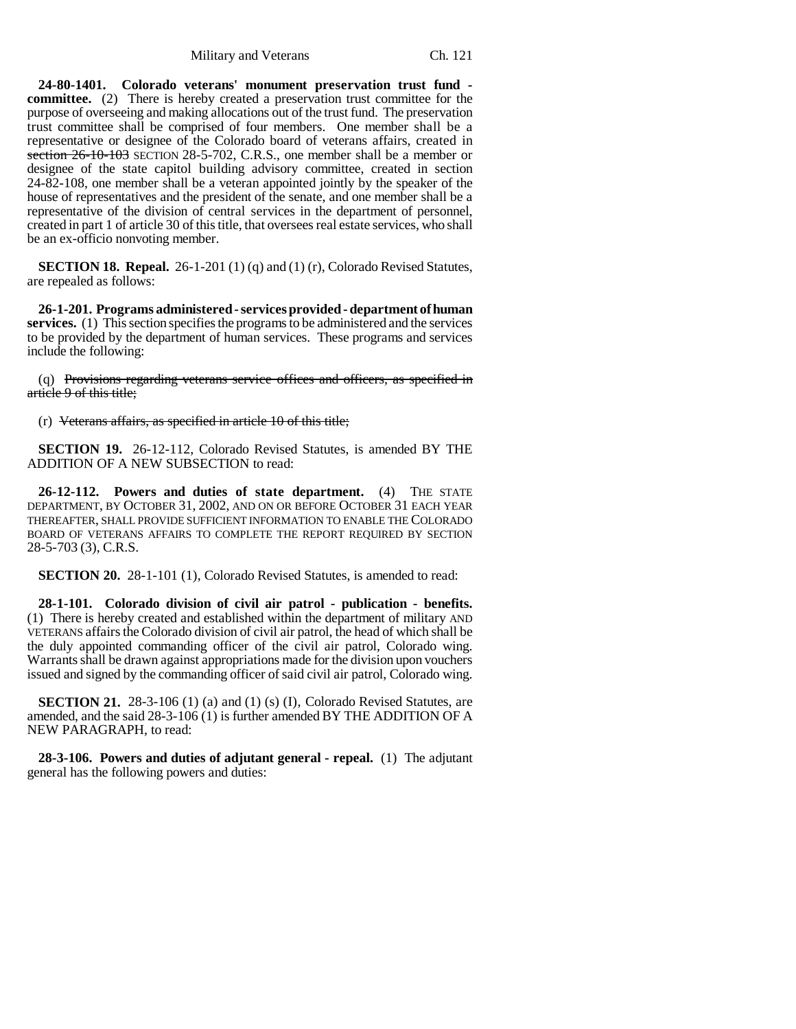**24-80-1401. Colorado veterans' monument preservation trust fund - committee.** (2) There is hereby created a preservation trust committee for the purpose of overseeing and making allocations out of the trust fund. The preservation trust committee shall be comprised of four members. One member shall be a representative or designee of the Colorado board of veterans affairs, created in ~~section 26-10-103~~ SECTION 28-5-702, C.R.S., one member shall be a member or designee of the state capitol building advisory committee, created in section 24-82-108, one member shall be a veteran appointed jointly by the speaker of the house of representatives and the president of the senate, and one member shall be a representative of the division of central services in the department of personnel, created in part 1 of article 30 of this title, that oversees real estate services, who shall be an ex-officio nonvoting member.

**SECTION 18. Repeal.** 26-1-201 (1) (q) and (1) (r), Colorado Revised Statutes, are repealed as follows:

**26-1-201. Programs administered - services provided - department of human services.** (1) This section specifies the programs to be administered and the services to be provided by the department of human services. These programs and services include the following:

(q) ~~Provisions regarding veterans service offices and officers, as specified in article 9 of this title;~~

(r) ~~Veterans affairs, as specified in article 10 of this title;~~

**SECTION 19.** 26-12-112, Colorado Revised Statutes, is amended BY THE ADDITION OF A NEW SUBSECTION to read:

**26-12-112. Powers and duties of state department.** (4) THE STATE DEPARTMENT, BY OCTOBER 31, 2002, AND ON OR BEFORE OCTOBER 31 EACH YEAR THEREAFTER, SHALL PROVIDE SUFFICIENT INFORMATION TO ENABLE THE COLORADO BOARD OF VETERANS AFFAIRS TO COMPLETE THE REPORT REQUIRED BY SECTION 28-5-703 (3), C.R.S.

**SECTION 20.** 28-1-101 (1), Colorado Revised Statutes, is amended to read:

**28-1-101. Colorado division of civil air patrol - publication - benefits.** (1) There is hereby created and established within the department of military AND VETERANS affairs the Colorado division of civil air patrol, the head of which shall be the duly appointed commanding officer of the civil air patrol, Colorado wing. Warrants shall be drawn against appropriations made for the division upon vouchers issued and signed by the commanding officer of said civil air patrol, Colorado wing.

**SECTION 21.** 28-3-106 (1) (a) and (1) (s) (I), Colorado Revised Statutes, are amended, and the said 28-3-106 (1) is further amended BY THE ADDITION OF A NEW PARAGRAPH, to read:

**28-3-106. Powers and duties of adjutant general - repeal.** (1) The adjutant general has the following powers and duties: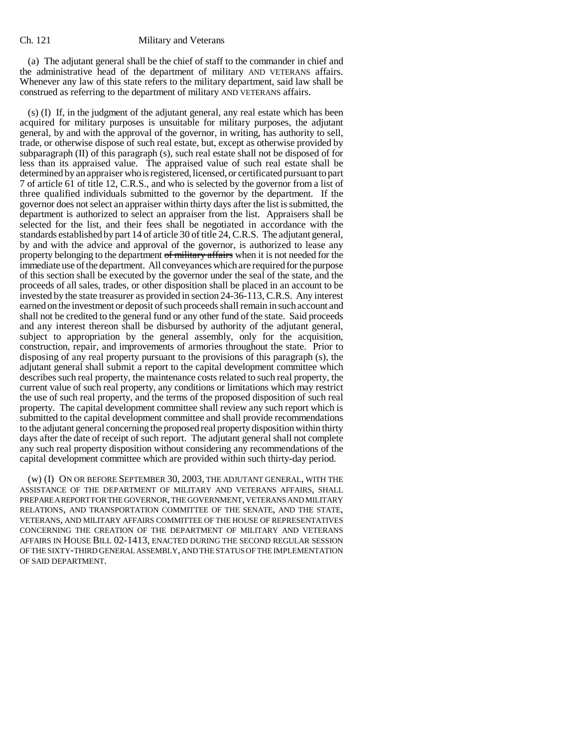(a) The adjutant general shall be the chief of staff to the commander in chief and the administrative head of the department of military AND VETERANS affairs. Whenever any law of this state refers to the military department, said law shall be construed as referring to the department of military AND VETERANS affairs.

(s) (I) If, in the judgment of the adjutant general, any real estate which has been acquired for military purposes is unsuitable for military purposes, the adjutant general, by and with the approval of the governor, in writing, has authority to sell, trade, or otherwise dispose of such real estate, but, except as otherwise provided by subparagraph (II) of this paragraph (s), such real estate shall not be disposed of for less than its appraised value. The appraised value of such real estate shall be determined by an appraiser who is registered, licensed, or certificated pursuant to part 7 of article 61 of title 12, C.R.S., and who is selected by the governor from a list of three qualified individuals submitted to the governor by the department. If the governor does not select an appraiser within thirty days after the list is submitted, the department is authorized to select an appraiser from the list. Appraisers shall be selected for the list, and their fees shall be negotiated in accordance with the standards established by part 14 of article 30 of title 24, C.R.S. The adjutant general, by and with the advice and approval of the governor, is authorized to lease any property belonging to the department ~~of military affairs~~ when it is not needed for the immediate use of the department. All conveyances which are required for the purpose of this section shall be executed by the governor under the seal of the state, and the proceeds of all sales, trades, or other disposition shall be placed in an account to be invested by the state treasurer as provided in section 24-36-113, C.R.S. Any interest earned on the investment or deposit of such proceeds shall remain in such account and shall not be credited to the general fund or any other fund of the state. Said proceeds and any interest thereon shall be disbursed by authority of the adjutant general, subject to appropriation by the general assembly, only for the acquisition, construction, repair, and improvements of armories throughout the state. Prior to disposing of any real property pursuant to the provisions of this paragraph (s), the adjutant general shall submit a report to the capital development committee which describes such real property, the maintenance costs related to such real property, the current value of such real property, any conditions or limitations which may restrict the use of such real property, and the terms of the proposed disposition of such real property. The capital development committee shall review any such report which is submitted to the capital development committee and shall provide recommendations to the adjutant general concerning the proposed real property disposition within thirty days after the date of receipt of such report. The adjutant general shall not complete any such real property disposition without considering any recommendations of the capital development committee which are provided within such thirty-day period.

(w) (I) ON OR BEFORE SEPTEMBER 30, 2003, THE ADJUTANT GENERAL, WITH THE ASSISTANCE OF THE DEPARTMENT OF MILITARY AND VETERANS AFFAIRS, SHALL PREPARE A REPORT FOR THE GOVERNOR, THE GOVERNMENT, VETERANS AND MILITARY RELATIONS, AND TRANSPORTATION COMMITTEE OF THE SENATE, AND THE STATE, VETERANS, AND MILITARY AFFAIRS COMMITTEE OF THE HOUSE OF REPRESENTATIVES CONCERNING THE CREATION OF THE DEPARTMENT OF MILITARY AND VETERANS AFFAIRS IN HOUSE BILL 02-1413, ENACTED DURING THE SECOND REGULAR SESSION OF THE SIXTY-THIRD GENERAL ASSEMBLY, AND THE STATUS OF THE IMPLEMENTATION OF SAID DEPARTMENT.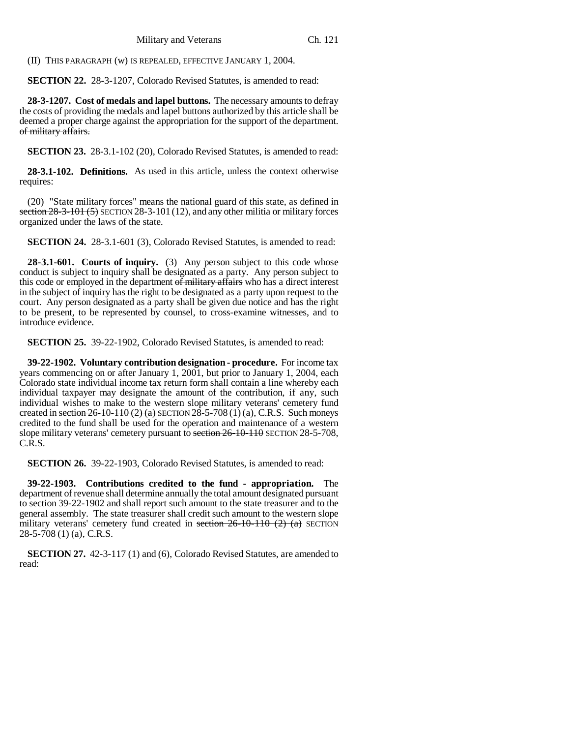(II) THIS PARAGRAPH (w) IS REPEALED, EFFECTIVE JANUARY 1, 2004.

**SECTION 22.** 28-3-1207, Colorado Revised Statutes, is amended to read:

**28-3-1207. Cost of medals and lapel buttons.** The necessary amounts to defray the costs of providing the medals and lapel buttons authorized by this article shall be deemed a proper charge against the appropriation for the support of the department. ~~of military affairs.~~

**SECTION 23.** 28-3.1-102 (20), Colorado Revised Statutes, is amended to read:

**28-3.1-102. Definitions.** As used in this article, unless the context otherwise requires:

(20) "State military forces" means the national guard of this state, as defined in ~~section 28-3-101 (5)~~ SECTION 28-3-101 (12), and any other militia or military forces organized under the laws of the state.

**SECTION 24.** 28-3.1-601 (3), Colorado Revised Statutes, is amended to read:

**28-3.1-601. Courts of inquiry.** (3) Any person subject to this code whose conduct is subject to inquiry shall be designated as a party. Any person subject to this code or employed in the department ~~of military affairs~~ who has a direct interest in the subject of inquiry has the right to be designated as a party upon request to the court. Any person designated as a party shall be given due notice and has the right to be present, to be represented by counsel, to cross-examine witnesses, and to introduce evidence.

**SECTION 25.** 39-22-1902, Colorado Revised Statutes, is amended to read:

**39-22-1902. Voluntary contribution designation - procedure.** For income tax years commencing on or after January 1, 2001, but prior to January 1, 2004, each Colorado state individual income tax return form shall contain a line whereby each individual taxpayer may designate the amount of the contribution, if any, such individual wishes to make to the western slope military veterans' cemetery fund created in ~~section 26-10-110 (2) (a)~~ SECTION 28-5-708 (1) (a), C.R.S. Such moneys credited to the fund shall be used for the operation and maintenance of a western slope military veterans' cemetery pursuant to ~~section 26-10-110~~ SECTION 28-5-708, C.R.S.

**SECTION 26.** 39-22-1903, Colorado Revised Statutes, is amended to read:

**39-22-1903. Contributions credited to the fund - appropriation.** The department of revenue shall determine annually the total amount designated pursuant to section 39-22-1902 and shall report such amount to the state treasurer and to the general assembly. The state treasurer shall credit such amount to the western slope military veterans' cemetery fund created in ~~section 26-10-110 (2) (a)~~ SECTION 28-5-708 (1) (a), C.R.S.

**SECTION 27.** 42-3-117 (1) and (6), Colorado Revised Statutes, are amended to read: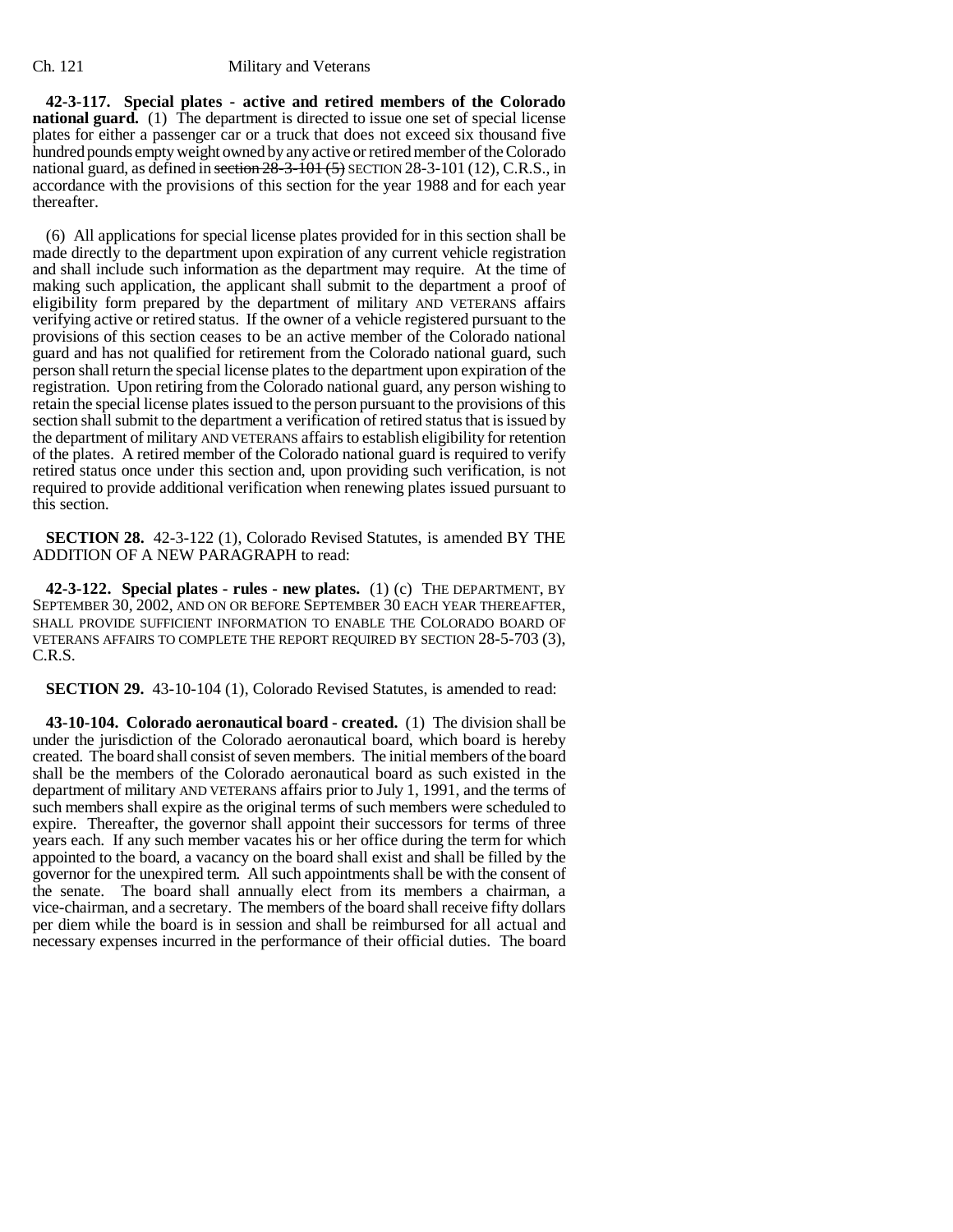**42-3-117. Special plates - active and retired members of the Colorado national guard.** (1) The department is directed to issue one set of special license plates for either a passenger car or a truck that does not exceed six thousand five hundred pounds empty weight owned by any active or retired member of the Colorado national guard, as defined in ~~section 28-3-101 (5)~~ SECTION 28-3-101 (12), C.R.S., in accordance with the provisions of this section for the year 1988 and for each year thereafter.

(6) All applications for special license plates provided for in this section shall be made directly to the department upon expiration of any current vehicle registration and shall include such information as the department may require. At the time of making such application, the applicant shall submit to the department a proof of eligibility form prepared by the department of military AND VETERANS affairs verifying active or retired status. If the owner of a vehicle registered pursuant to the provisions of this section ceases to be an active member of the Colorado national guard and has not qualified for retirement from the Colorado national guard, such person shall return the special license plates to the department upon expiration of the registration. Upon retiring from the Colorado national guard, any person wishing to retain the special license plates issued to the person pursuant to the provisions of this section shall submit to the department a verification of retired status that is issued by the department of military AND VETERANS affairs to establish eligibility for retention of the plates. A retired member of the Colorado national guard is required to verify retired status once under this section and, upon providing such verification, is not required to provide additional verification when renewing plates issued pursuant to this section.

**SECTION 28.** 42-3-122 (1), Colorado Revised Statutes, is amended BY THE ADDITION OF A NEW PARAGRAPH to read:

**42-3-122. Special plates - rules - new plates.** (1) (c) THE DEPARTMENT, BY SEPTEMBER 30, 2002, AND ON OR BEFORE SEPTEMBER 30 EACH YEAR THEREAFTER, SHALL PROVIDE SUFFICIENT INFORMATION TO ENABLE THE COLORADO BOARD OF VETERANS AFFAIRS TO COMPLETE THE REPORT REQUIRED BY SECTION 28-5-703 (3), C.R.S.

**SECTION 29.** 43-10-104 (1), Colorado Revised Statutes, is amended to read:

**43-10-104. Colorado aeronautical board - created.** (1) The division shall be under the jurisdiction of the Colorado aeronautical board, which board is hereby created. The board shall consist of seven members. The initial members of the board shall be the members of the Colorado aeronautical board as such existed in the department of military AND VETERANS affairs prior to July 1, 1991, and the terms of such members shall expire as the original terms of such members were scheduled to expire. Thereafter, the governor shall appoint their successors for terms of three years each. If any such member vacates his or her office during the term for which appointed to the board, a vacancy on the board shall exist and shall be filled by the governor for the unexpired term. All such appointments shall be with the consent of the senate. The board shall annually elect from its members a chairman, a vice-chairman, and a secretary. The members of the board shall receive fifty dollars per diem while the board is in session and shall be reimbursed for all actual and necessary expenses incurred in the performance of their official duties. The board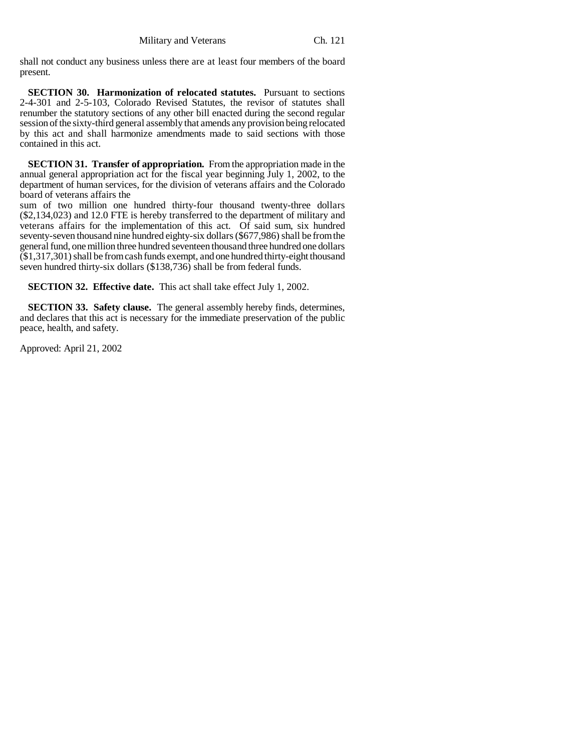shall not conduct any business unless there are at least four members of the board present.

**SECTION 30. Harmonization of relocated statutes.** Pursuant to sections 2-4-301 and 2-5-103, Colorado Revised Statutes, the revisor of statutes shall renumber the statutory sections of any other bill enacted during the second regular session of the sixty-third general assembly that amends any provision being relocated by this act and shall harmonize amendments made to said sections with those contained in this act.

**SECTION 31. Transfer of appropriation.** From the appropriation made in the annual general appropriation act for the fiscal year beginning July 1, 2002, to the department of human services, for the division of veterans affairs and the Colorado board of veterans affairs the sum of two million one hundred thirty-four thousand twenty-three dollars ($2,134,023) and 12.0 FTE is hereby transferred to the department of military and veterans affairs for the implementation of this act. Of said sum, six hundred seventy-seven thousand nine hundred eighty-six dollars ($677,986) shall be from the general fund, one million three hundred seventeen thousand three hundred one dollars ($1,317,301) shall be from cash funds exempt, and one hundred thirty-eight thousand seven hundred thirty-six dollars ($138,736) shall be from federal funds.

**SECTION 32. Effective date.** This act shall take effect July 1, 2002.

**SECTION 33. Safety clause.** The general assembly hereby finds, determines, and declares that this act is necessary for the immediate preservation of the public peace, health, and safety.

Approved: April 21, 2002